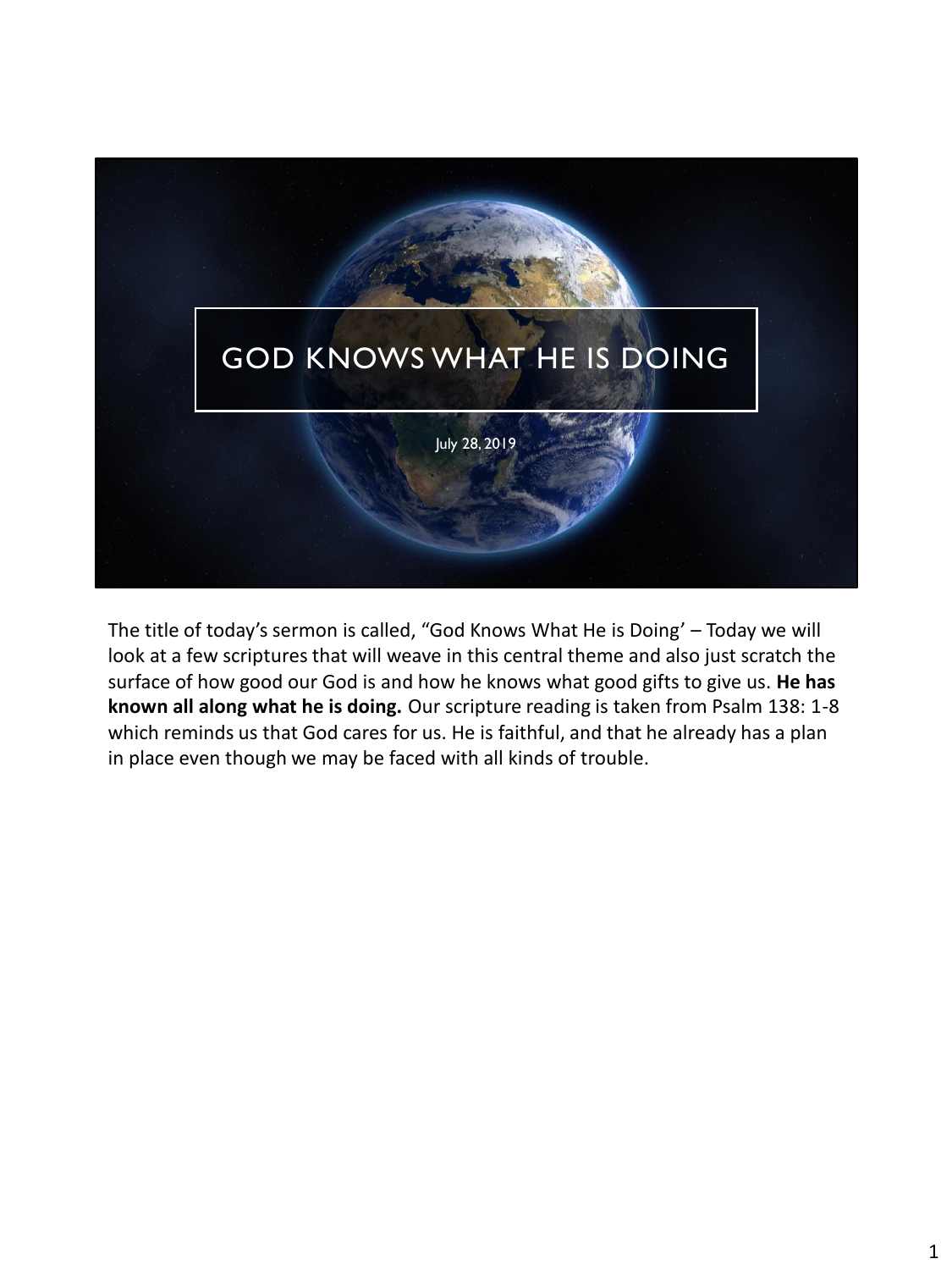# GOD KNOWS WHAT HE IS DOING

July 28, 2019

The title of today's sermon is called, "God Knows What He is Doing' – Today we will look at a few scriptures that will weave in this central theme and also just scratch the surface of how good our God is and how he knows what good gifts to give us. **He has known all along what he is doing.** Our scripture reading is taken from Psalm 138: 1-8 which reminds us that God cares for us. He is faithful, and that he already has a plan in place even though we may be faced with all kinds of trouble.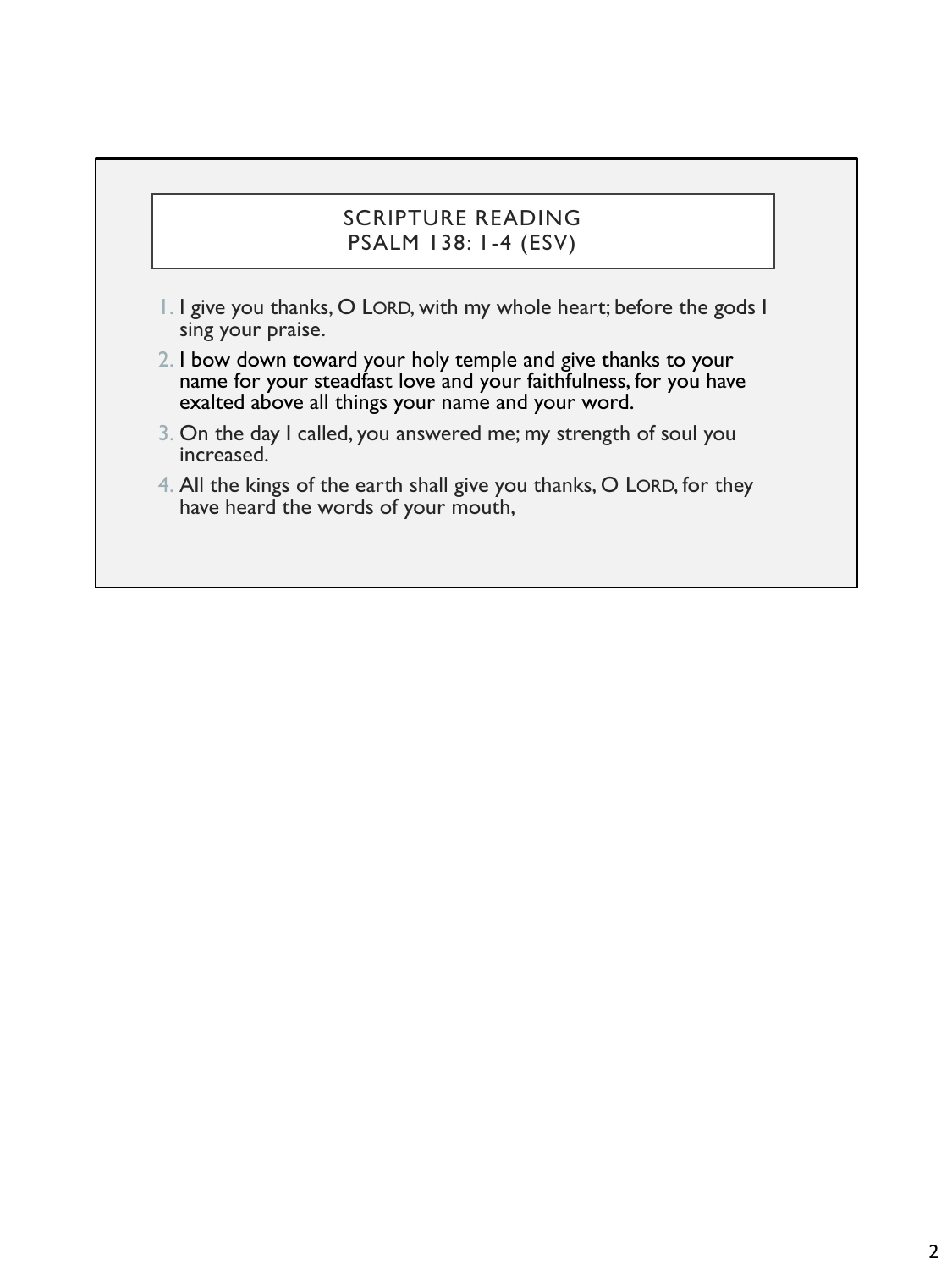## SCRIPTURE READING
## PSALM 138: 1-4 (ESV)

1. I give you thanks, O LORD, with my whole heart; before the gods I sing your praise.
2. I bow down toward your holy temple and give thanks to your name for your steadfast love and your faithfulness, for you have exalted above all things your name and your word.
3. On the day I called, you answered me; my strength of soul you increased.
4. All the kings of the earth shall give you thanks, O LORD, for they have heard the words of your mouth,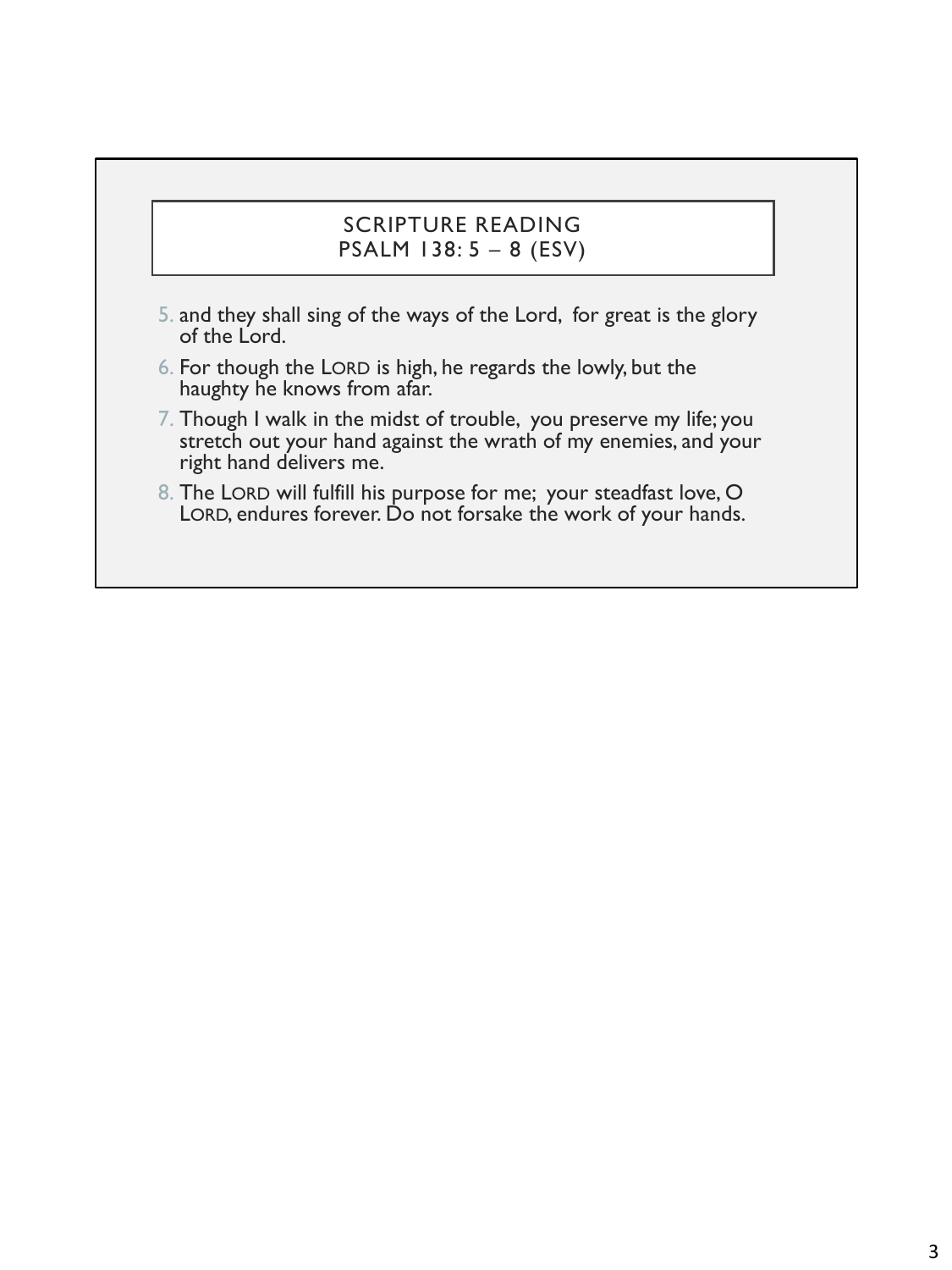## SCRIPTURE READING
## PSALM 138: 5 – 8 (ESV)

5. and they shall sing of the ways of the Lord, for great is the glory of the Lord.
6. For though the LORD is high, he regards the lowly, but the haughty he knows from afar.
7. Though I walk in the midst of trouble, you preserve my life; you stretch out your hand against the wrath of my enemies, and your right hand delivers me.
8. The LORD will fulfill his purpose for me; your steadfast love, O LORD, endures forever. Do not forsake the work of your hands.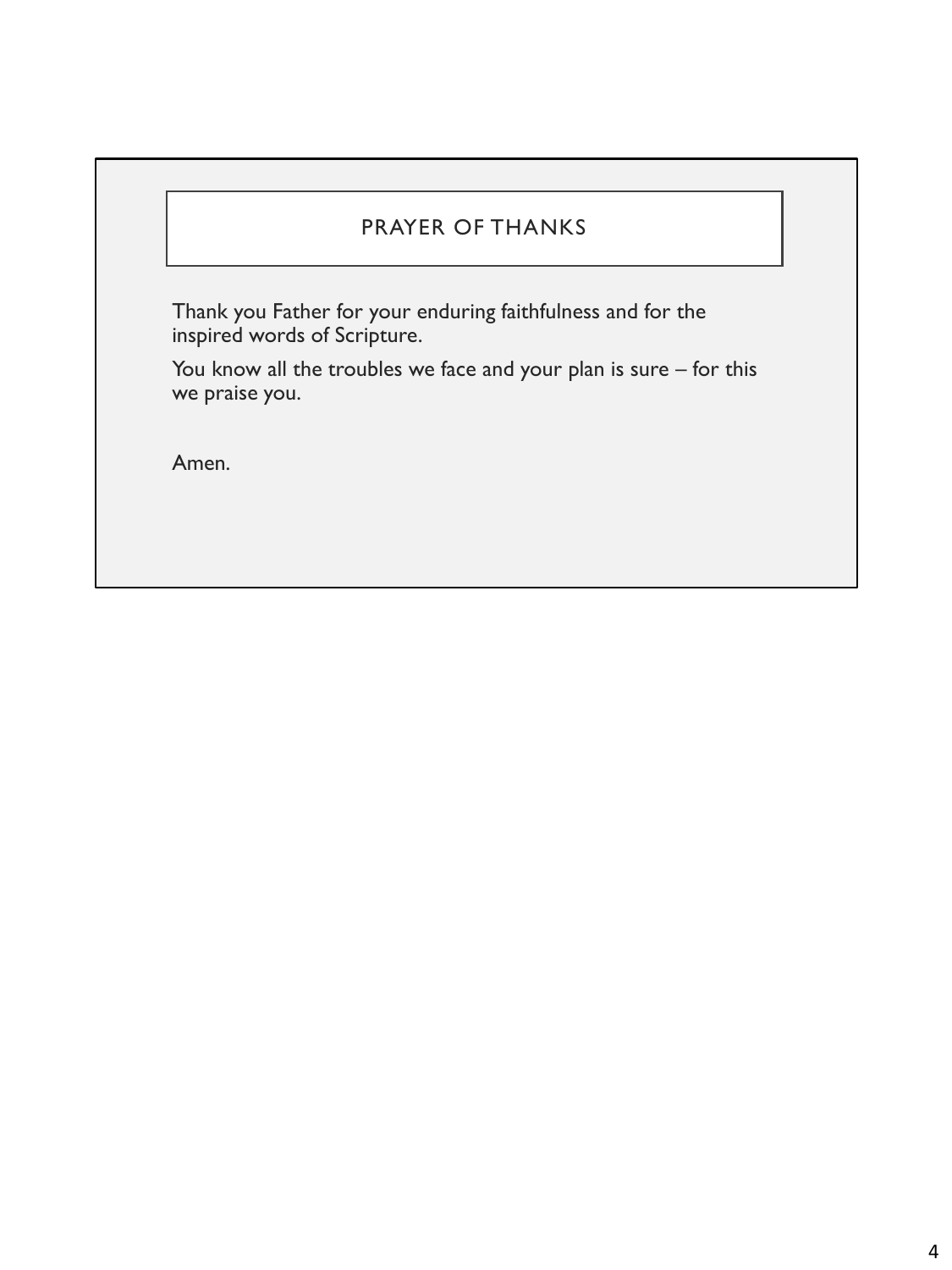## PRAYER OF THANKS

Thank you Father for your enduring faithfulness and for the inspired words of Scripture.

You know all the troubles we face and your plan is sure – for this we praise you.

Amen.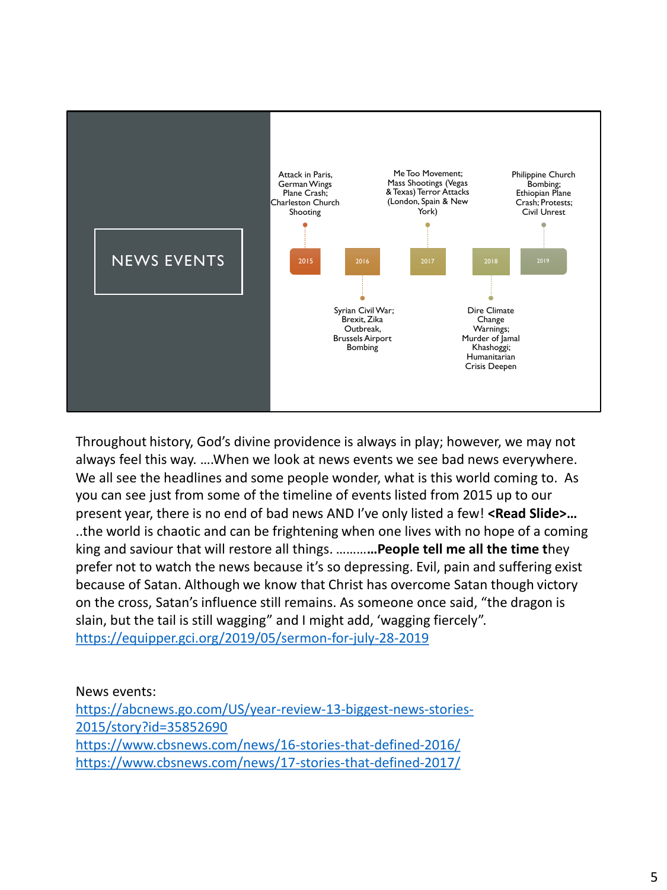## NEWS EVENTS

- **2015**: Attack in Paris, German Wings Plane Crash; Charleston Church Shooting
- **2016**: Syrian Civil War; Brexit, Zika Outbreak, Brussels Airport Bombing
- **2017**: Me Too Movement; Mass Shootings (Vegas & Texas) Terror Attacks (London, Spain & New York)
- **2018**: Dire Climate Change Warnings; Murder of Jamal Khashoggi; Humanitarian Crisis Deepen
- **2019**: Philippine Church Bombing; Ethiopian Plane Crash; Protests; Civil Unrest

Throughout history, God's divine providence is always in play; however, we may not always feel this way. ….When we look at news events we see bad news everywhere. We all see the headlines and some people wonder, what is this world coming to. As you can see just from some of the timeline of events listed from 2015 up to our present year, there is no end of bad news AND I've only listed a few! **<Read Slide>…** ..the world is chaotic and can be frightening when one lives with no hope of a coming king and saviour that will restore all things. ………**…People tell me all the time t**hey prefer not to watch the news because it's so depressing. Evil, pain and suffering exist because of Satan. Although we know that Christ has overcome Satan though victory on the cross, Satan's influence still remains. As someone once said, "the dragon is slain, but the tail is still wagging" and I might add, 'wagging fiercely".
https://equipper.gci.org/2019/05/sermon-for-july-28-2019

News events:
https://abcnews.go.com/US/year-review-13-biggest-news-stories-2015/story?id=35852690
https://www.cbsnews.com/news/16-stories-that-defined-2016/
https://www.cbsnews.com/news/17-stories-that-defined-2017/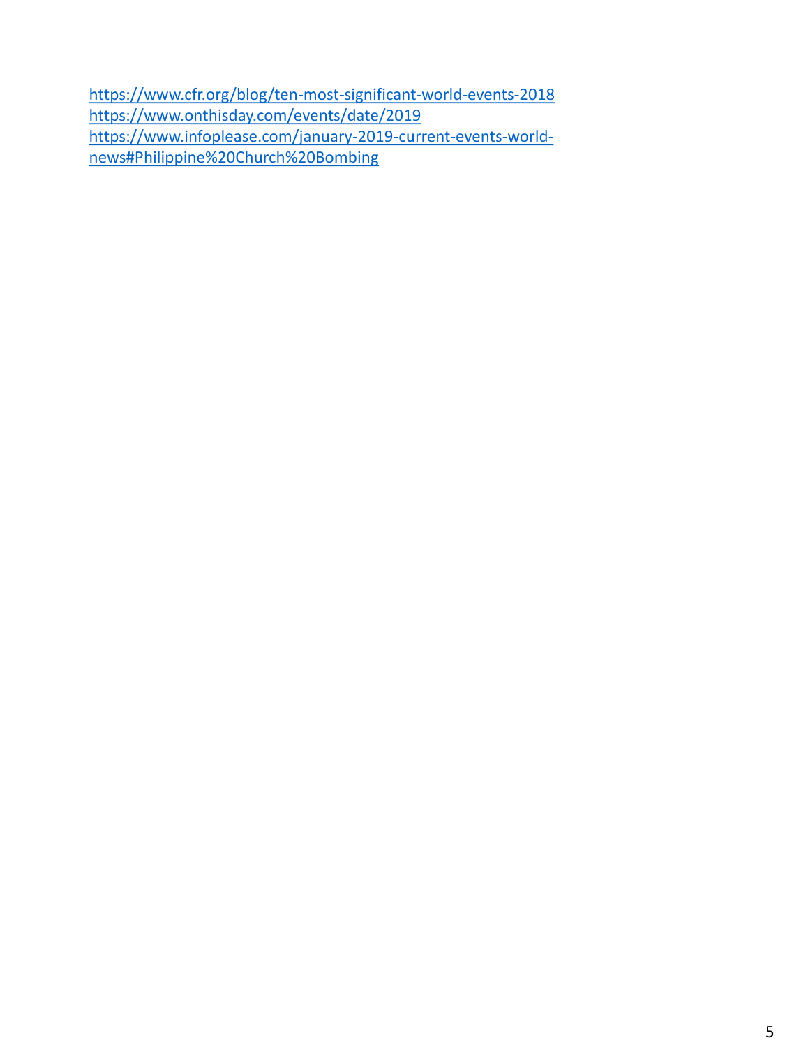https://www.cfr.org/blog/ten-most-significant-world-events-2018
https://www.onthisday.com/events/date/2019
https://www.infoplease.com/january-2019-current-events-world-news#Philippine%20Church%20Bombing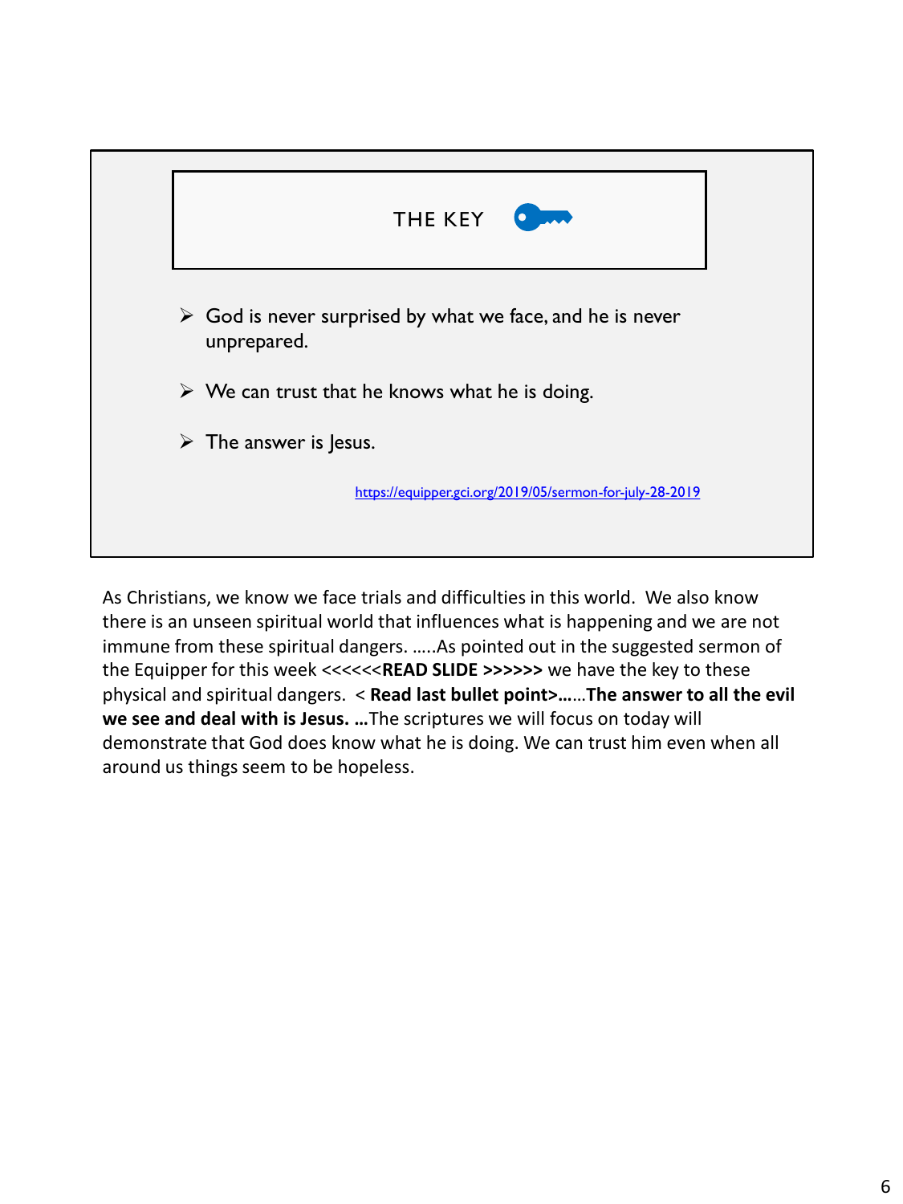## THE KEY

- God is never surprised by what we face, and he is never unprepared.
- We can trust that he knows what he is doing.
- The answer is Jesus.

https://equipper.gci.org/2019/05/sermon-for-july-28-2019

As Christians, we know we face trials and difficulties in this world. We also know there is an unseen spiritual world that influences what is happening and we are not immune from these spiritual dangers. .....As pointed out in the suggested sermon of the Equipper for this week <<<<<<**READ SLIDE >>>>>>** we have the key to these physical and spiritual dangers. < **Read last bullet point>…**…**The answer to all the evil we see and deal with is Jesus. …**The scriptures we will focus on today will demonstrate that God does know what he is doing. We can trust him even when all around us things seem to be hopeless.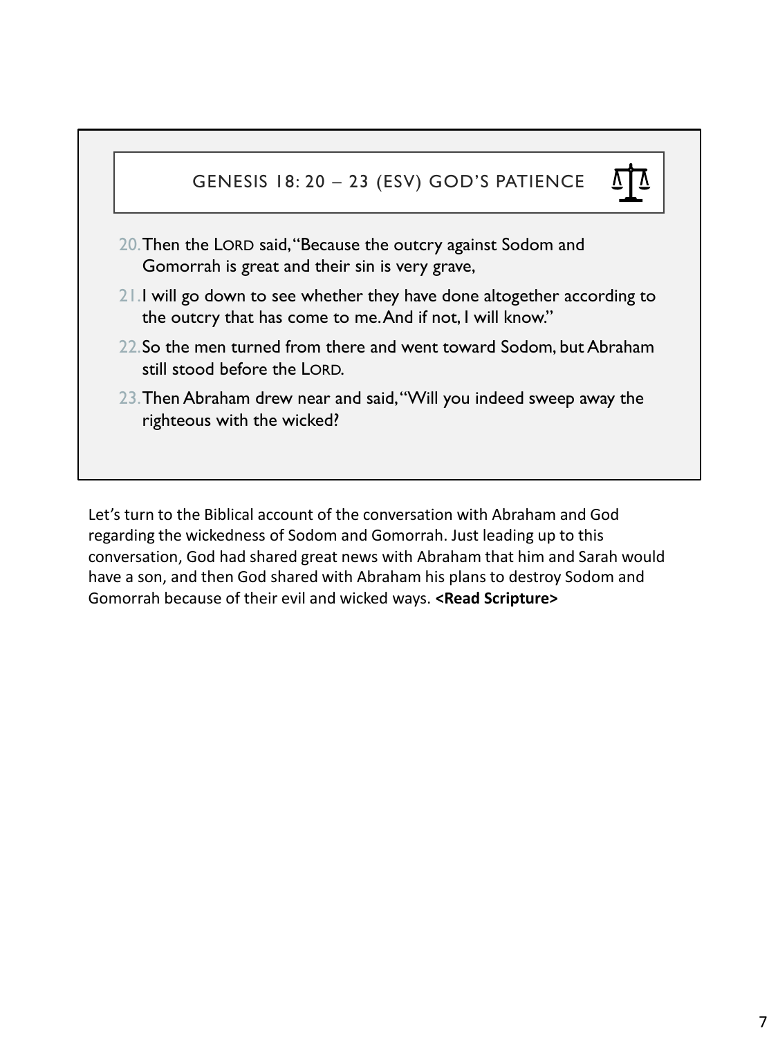## GENESIS 18: 20 – 23 (ESV) GOD'S PATIENCE

20. Then the LORD said, "Because the outcry against Sodom and Gomorrah is great and their sin is very grave,
21. I will go down to see whether they have done altogether according to the outcry that has come to me. And if not, I will know."
22. So the men turned from there and went toward Sodom, but Abraham still stood before the LORD.
23. Then Abraham drew near and said, "Will you indeed sweep away the righteous with the wicked?

Let's turn to the Biblical account of the conversation with Abraham and God regarding the wickedness of Sodom and Gomorrah. Just leading up to this conversation, God had shared great news with Abraham that him and Sarah would have a son, and then God shared with Abraham his plans to destroy Sodom and Gomorrah because of their evil and wicked ways. **<Read Scripture>**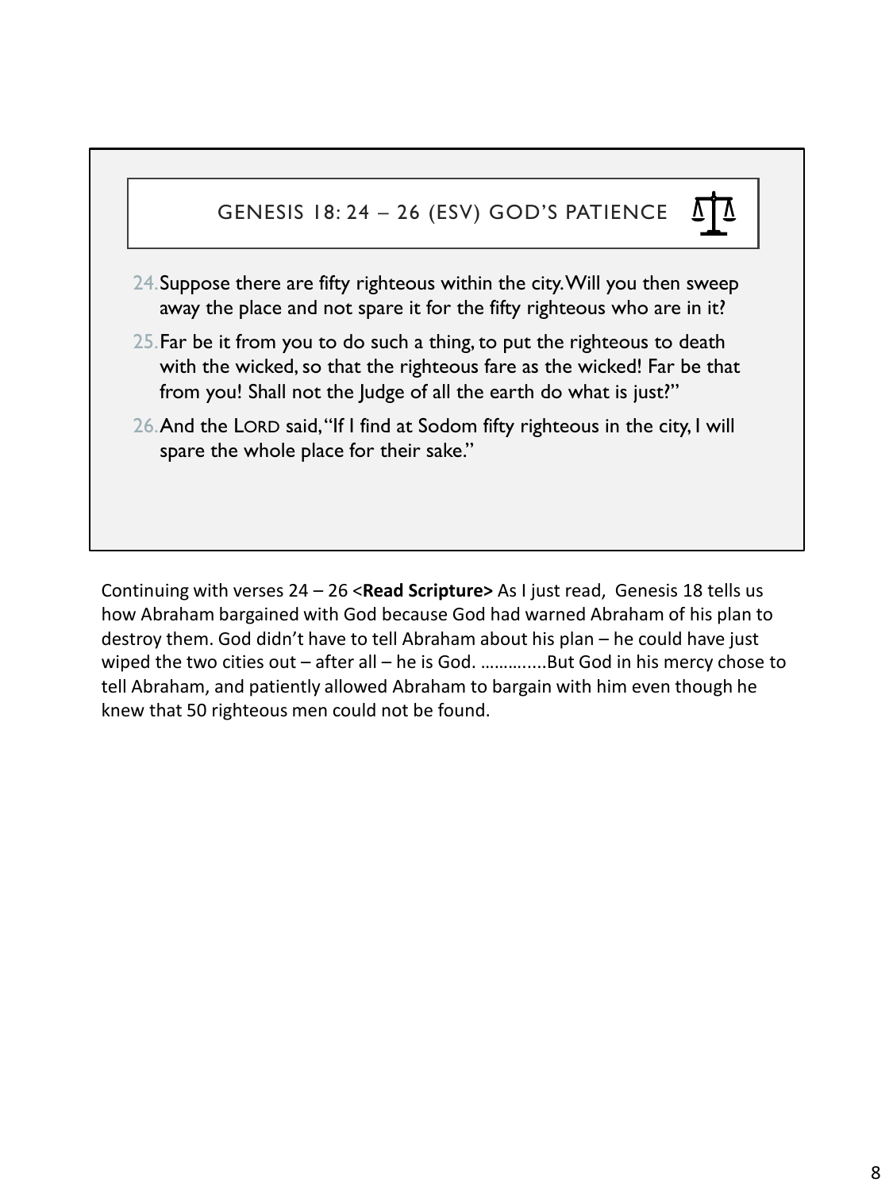## GENESIS 18: 24 – 26 (ESV) GOD'S PATIENCE

24. Suppose there are fifty righteous within the city. Will you then sweep away the place and not spare it for the fifty righteous who are in it?
25. Far be it from you to do such a thing, to put the righteous to death with the wicked, so that the righteous fare as the wicked! Far be that from you! Shall not the Judge of all the earth do what is just?"
26. And the LORD said, "If I find at Sodom fifty righteous in the city, I will spare the whole place for their sake."

Continuing with verses 24 – 26 <**Read Scripture>** As I just read, Genesis 18 tells us how Abraham bargained with God because God had warned Abraham of his plan to destroy them. God didn't have to tell Abraham about his plan – he could have just wiped the two cities out – after all – he is God. ..............But God in his mercy chose to tell Abraham, and patiently allowed Abraham to bargain with him even though he knew that 50 righteous men could not be found.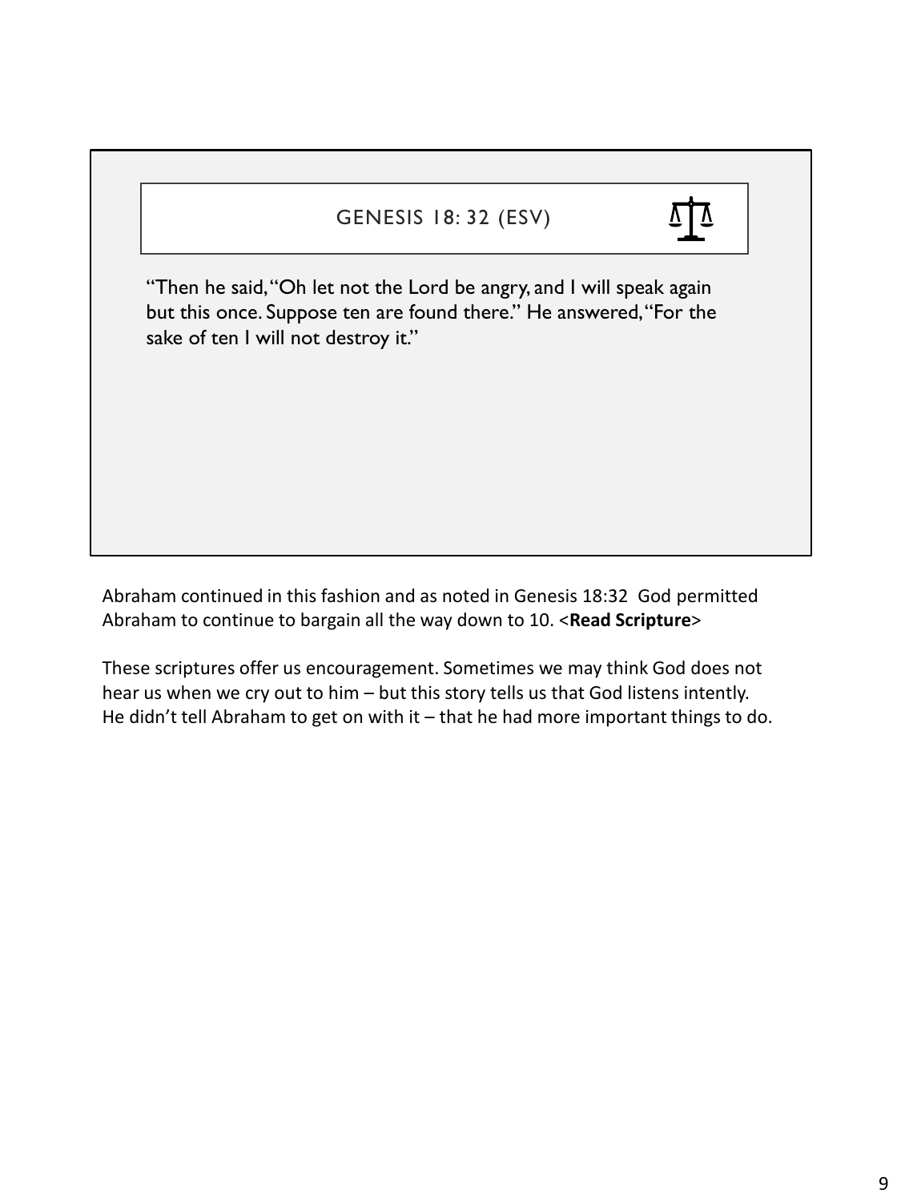## GENESIS 18: 32 (ESV)

"Then he said, "Oh let not the Lord be angry, and I will speak again but this once. Suppose ten are found there." He answered, "For the sake of ten I will not destroy it."

Abraham continued in this fashion and as noted in Genesis 18:32 God permitted Abraham to continue to bargain all the way down to 10. <**Read Scripture**>

These scriptures offer us encouragement. Sometimes we may think God does not hear us when we cry out to him – but this story tells us that God listens intently. He didn't tell Abraham to get on with it – that he had more important things to do.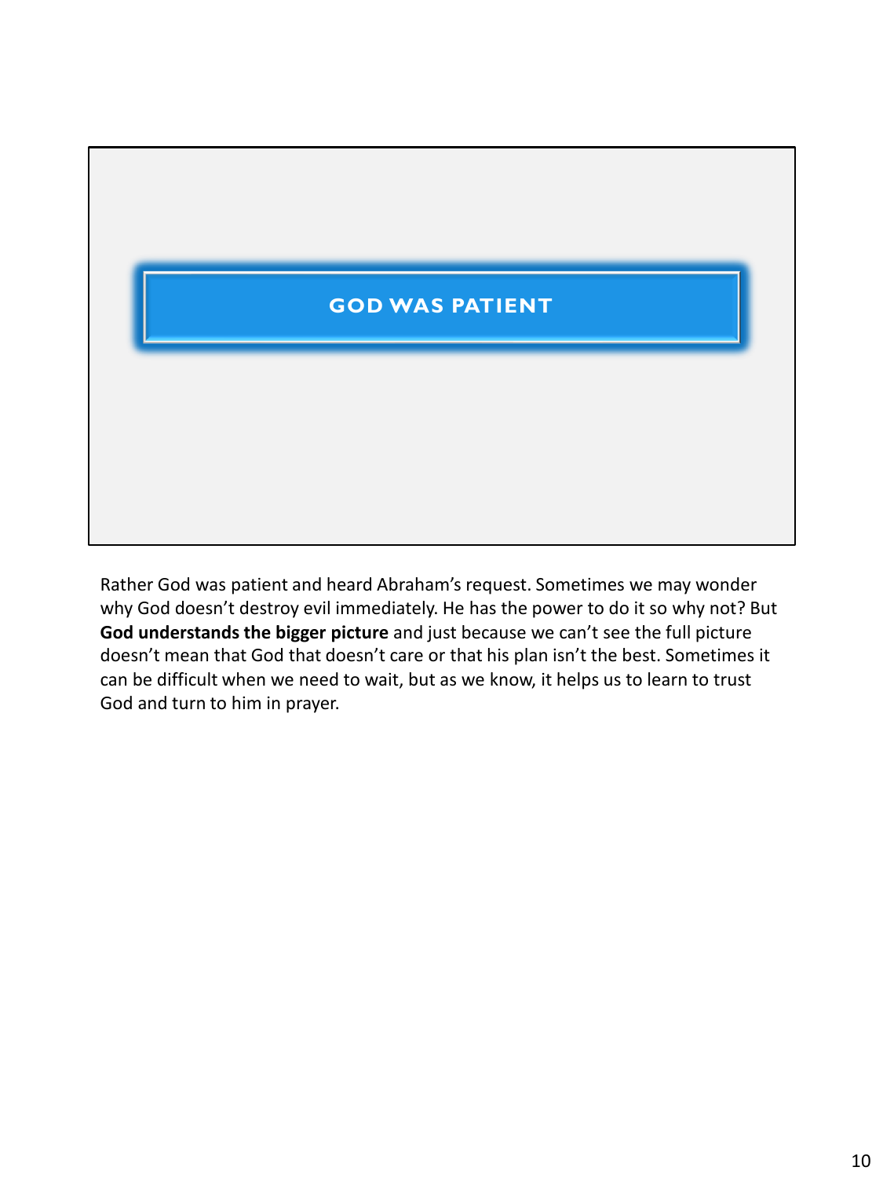## GOD WAS PATIENT

Rather God was patient and heard Abraham's request. Sometimes we may wonder why God doesn't destroy evil immediately. He has the power to do it so why not? But **God understands the bigger picture** and just because we can't see the full picture doesn't mean that God that doesn't care or that his plan isn't the best. Sometimes it can be difficult when we need to wait, but as we know, it helps us to learn to trust God and turn to him in prayer.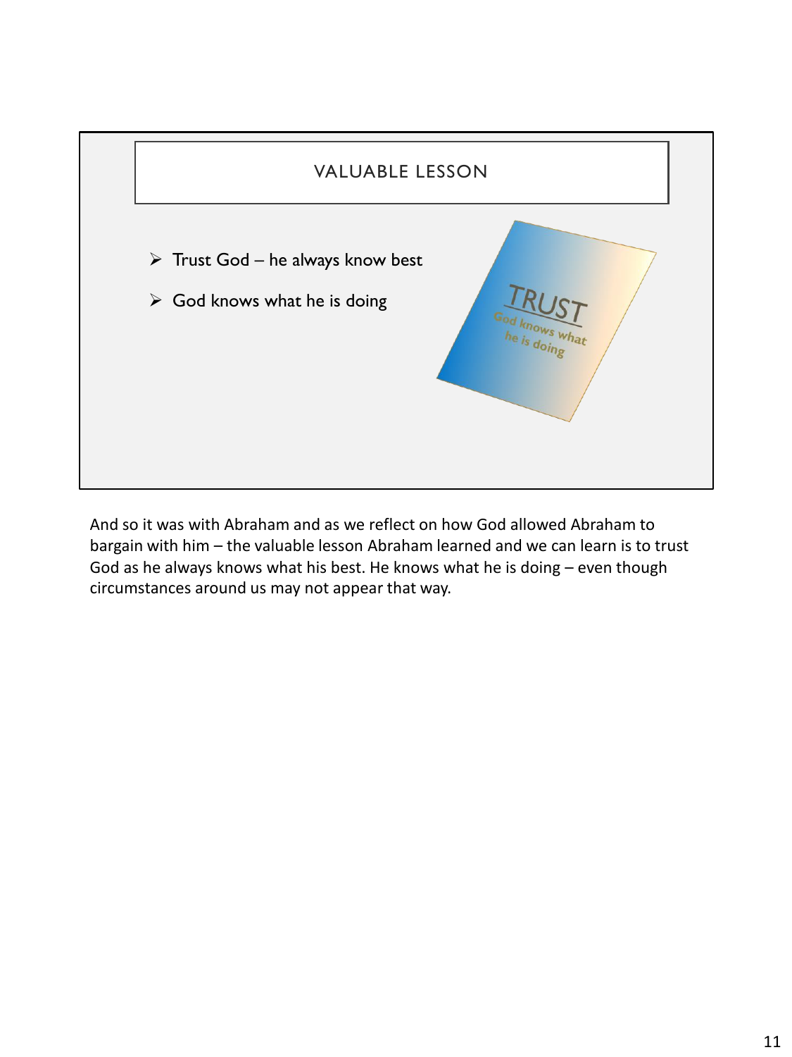## VALUABLE LESSON

- Trust God – he always know best
- God knows what he is doing

TRUST

God knows what he is doing

And so it was with Abraham and as we reflect on how God allowed Abraham to bargain with him – the valuable lesson Abraham learned and we can learn is to trust God as he always knows what his best. He knows what he is doing – even though circumstances around us may not appear that way.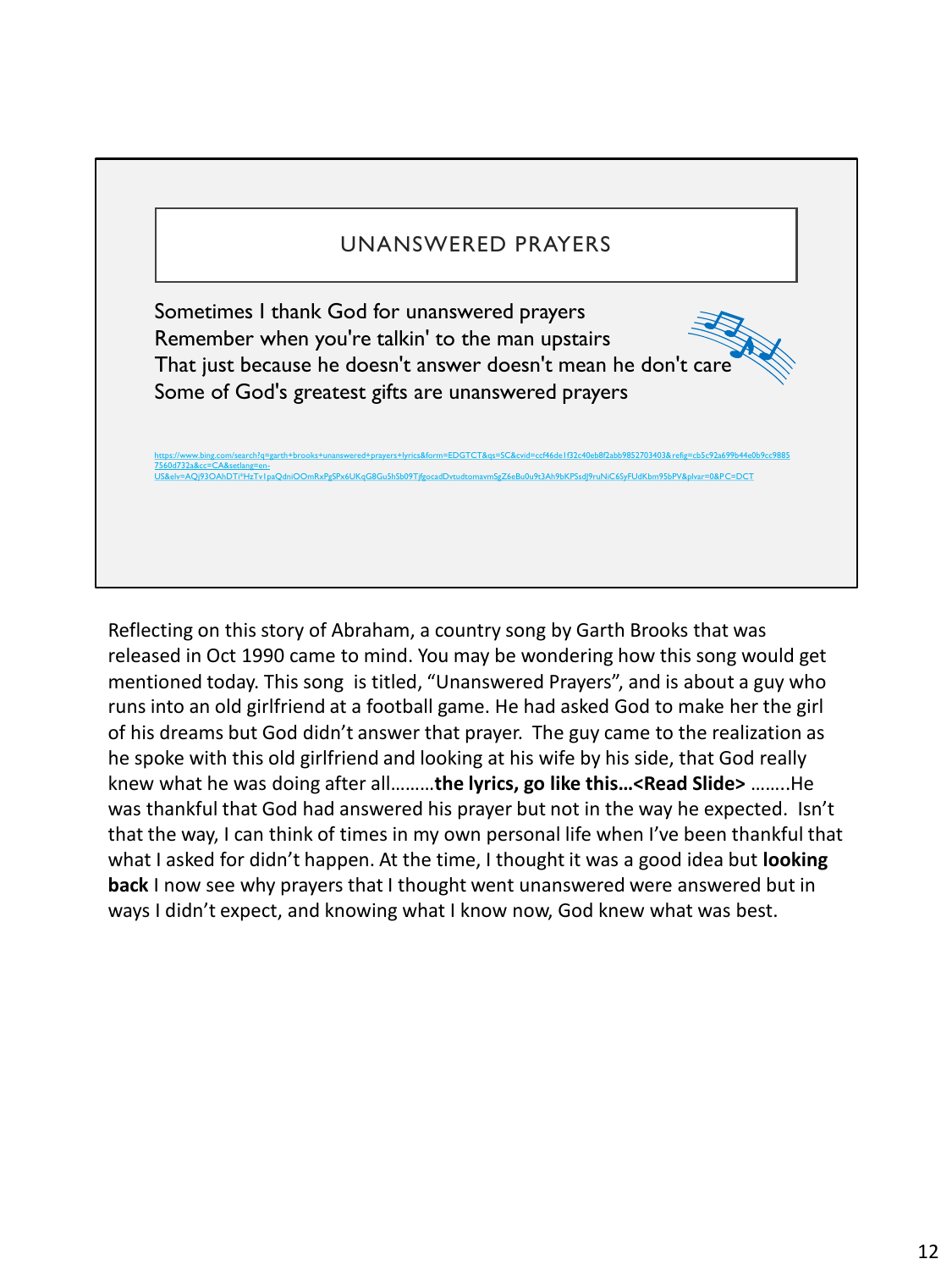## UNANSWERED PRAYERS

Sometimes I thank God for unanswered prayers
Remember when you're talkin' to the man upstairs
That just because he doesn't answer doesn't mean he don't care
Some of God's greatest gifts are unanswered prayers

https://www.bing.com/search?q=garth+brooks+unanswered+prayers+lyrics&form=EDGTCT&qs=SC&cvid=ccf46de1f32c40eb8f2abb9852703403&refig=cb5c92a699b44e0b9cc98857560d732a&cc=CA&setlang=en-US&elv=AQj93OAhDTi*HzTv1paQdniOOmRxPgSPx6UKqG8Gu5hSb09TJfgocadDvtudtomavmSgZ6eBu0u9t3Ah9bKPSsdJ9ruNiC6SyFUdKbm95bPV&plvar=0&PC=DCT

Reflecting on this story of Abraham, a country song by Garth Brooks that was released in Oct 1990 came to mind. You may be wondering how this song would get mentioned today. This song is titled, "Unanswered Prayers", and is about a guy who runs into an old girlfriend at a football game. He had asked God to make her the girl of his dreams but God didn't answer that prayer. The guy came to the realization as he spoke with this old girlfriend and looking at his wife by his side, that God really knew what he was doing after all………**the lyrics, go like this…<Read Slide>** ……..He was thankful that God had answered his prayer but not in the way he expected. Isn't that the way, I can think of times in my own personal life when I've been thankful that what I asked for didn't happen. At the time, I thought it was a good idea but **looking back** I now see why prayers that I thought went unanswered were answered but in ways I didn't expect, and knowing what I know now, God knew what was best.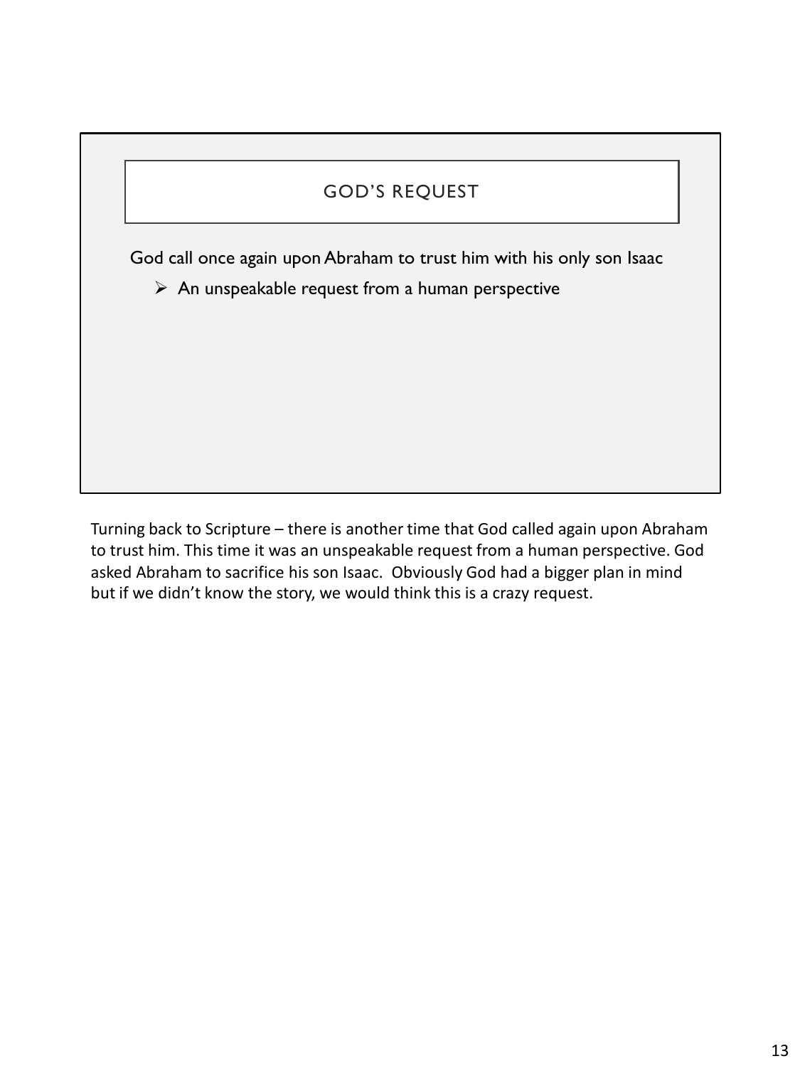## GOD'S REQUEST

God call once again upon Abraham to trust him with his only son Isaac

- An unspeakable request from a human perspective

Turning back to Scripture – there is another time that God called again upon Abraham to trust him. This time it was an unspeakable request from a human perspective. God asked Abraham to sacrifice his son Isaac. Obviously God had a bigger plan in mind but if we didn't know the story, we would think this is a crazy request.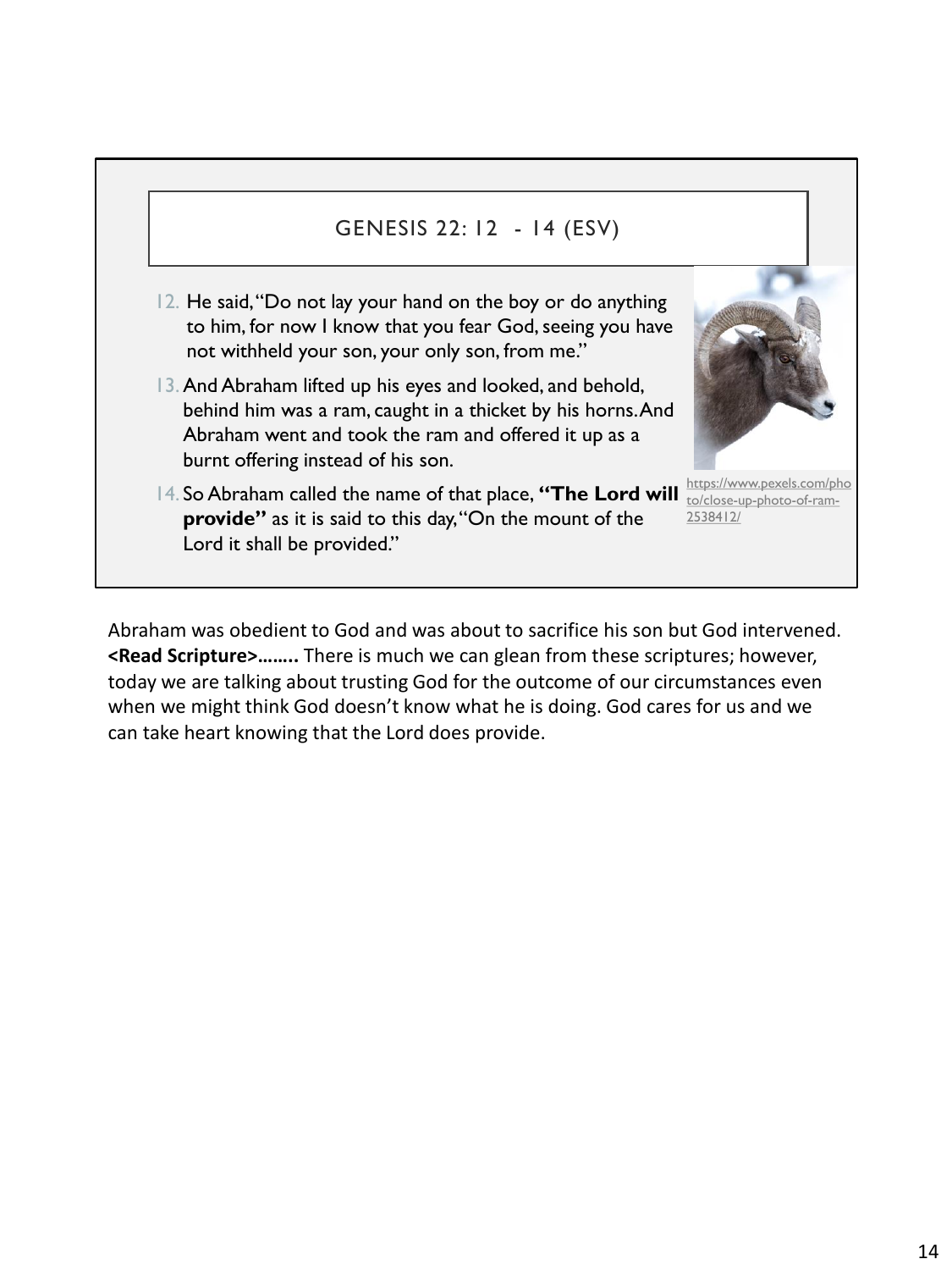## GENESIS 22: 12 - 14 (ESV)

12. He said, "Do not lay your hand on the boy or do anything to him, for now I know that you fear God, seeing you have not withheld your son, your only son, from me."
13. And Abraham lifted up his eyes and looked, and behold, behind him was a ram, caught in a thicket by his horns. And Abraham went and took the ram and offered it up as a burnt offering instead of his son.
14. So Abraham called the name of that place, **"The Lord will provide"** as it is said to this day, "On the mount of the Lord it shall be provided."

https://www.pexels.com/photo/close-up-photo-of-ram-2538412/

Abraham was obedient to God and was about to sacrifice his son but God intervened. **<Read Scripture>……..** There is much we can glean from these scriptures; however, today we are talking about trusting God for the outcome of our circumstances even when we might think God doesn't know what he is doing. God cares for us and we can take heart knowing that the Lord does provide.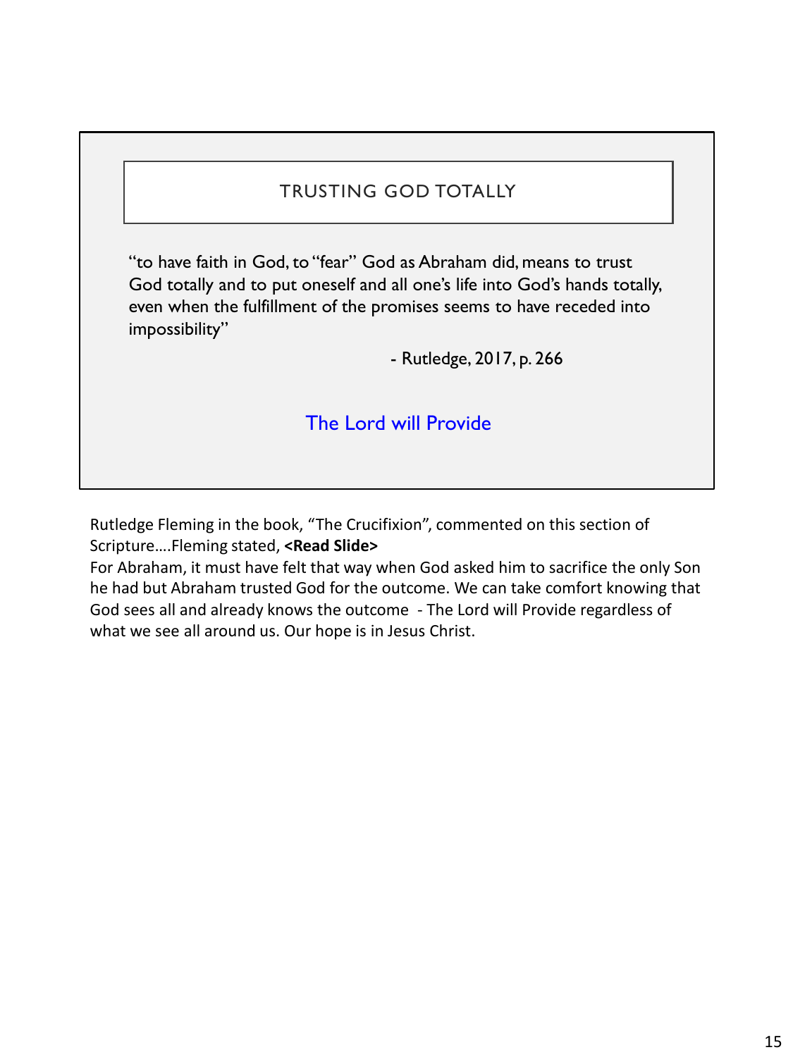## TRUSTING GOD TOTALLY

"to have faith in God, to "fear" God as Abraham did, means to trust God totally and to put oneself and all one's life into God's hands totally, even when the fulfillment of the promises seems to have receded into impossibility"

- Rutledge, 2017, p. 266

The Lord will Provide

Rutledge Fleming in the book, "The Crucifixion", commented on this section of Scripture….Fleming stated, **<Read Slide>**

For Abraham, it must have felt that way when God asked him to sacrifice the only Son he had but Abraham trusted God for the outcome. We can take comfort knowing that God sees all and already knows the outcome - The Lord will Provide regardless of what we see all around us. Our hope is in Jesus Christ.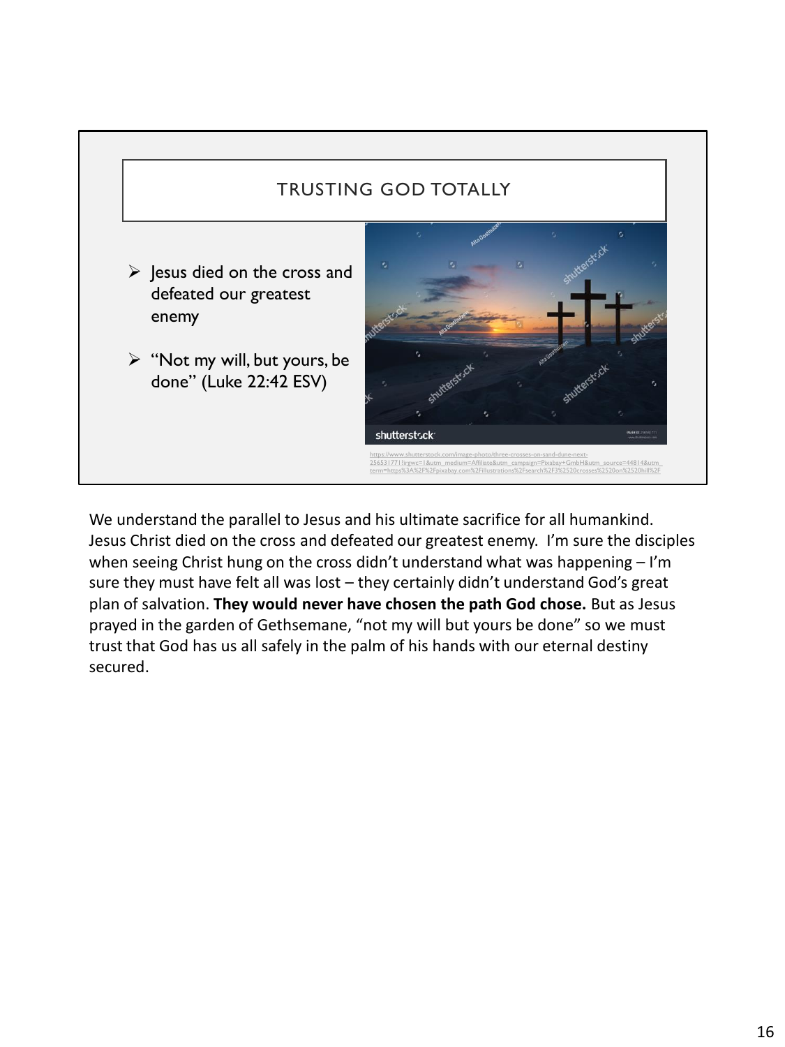## TRUSTING GOD TOTALLY

- Jesus died on the cross and defeated our greatest enemy
- "Not my will, but yours, be done" (Luke 22:42 ESV)

https://www.shutterstock.com/image-photo/three-crosses-on-sand-dune-next-256531771?irgwc=1&utm_medium=Affiliate&utm_campaign=Pixabay+GmbH&utm_source=44814&utm_term=https%3A%2F%2Fpixabay.com%2Fillustrations%2Fsearch%2F3%2520crosses%2520on%2520hill%2F

We understand the parallel to Jesus and his ultimate sacrifice for all humankind. Jesus Christ died on the cross and defeated our greatest enemy. I'm sure the disciples when seeing Christ hung on the cross didn't understand what was happening – I'm sure they must have felt all was lost – they certainly didn't understand God's great plan of salvation. **They would never have chosen the path God chose.** But as Jesus prayed in the garden of Gethsemane, "not my will but yours be done" so we must trust that God has us all safely in the palm of his hands with our eternal destiny secured.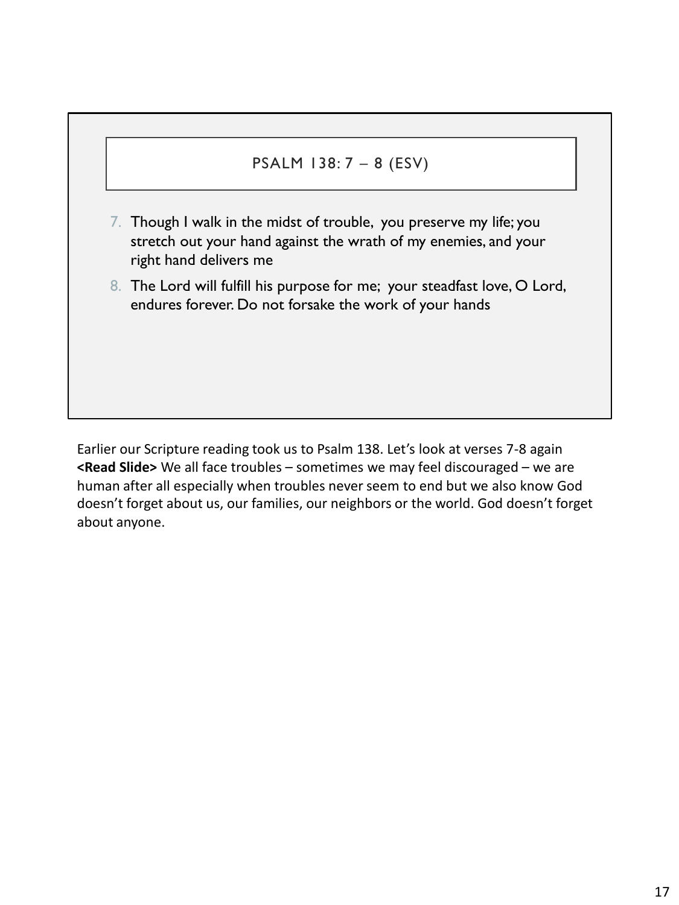## PSALM 138: 7 – 8 (ESV)

7. Though I walk in the midst of trouble, you preserve my life; you stretch out your hand against the wrath of my enemies, and your right hand delivers me
8. The Lord will fulfill his purpose for me; your steadfast love, O Lord, endures forever. Do not forsake the work of your hands

Earlier our Scripture reading took us to Psalm 138. Let's look at verses 7-8 again **<Read Slide>** We all face troubles – sometimes we may feel discouraged – we are human after all especially when troubles never seem to end but we also know God doesn't forget about us, our families, our neighbors or the world. God doesn't forget about anyone.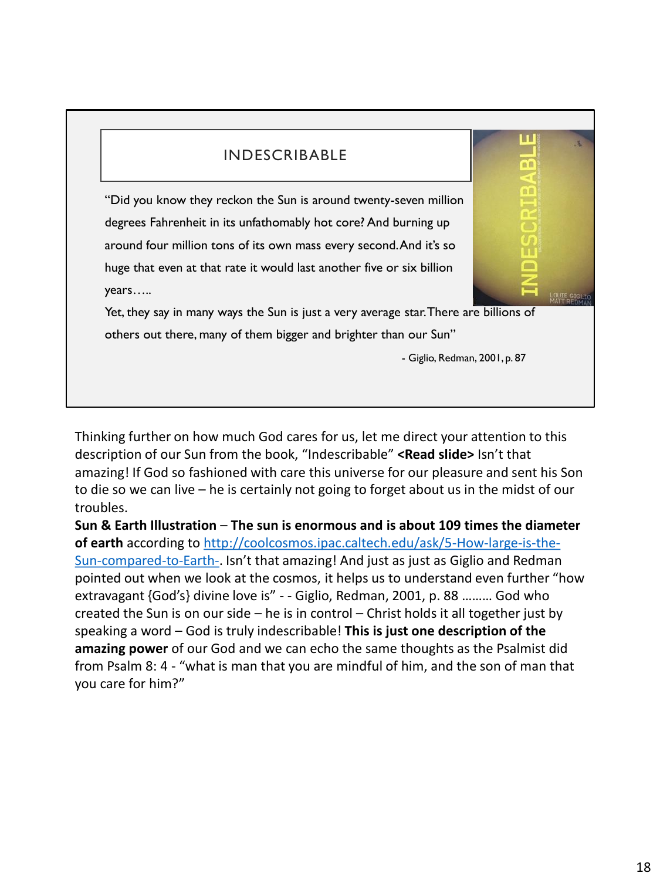## INDESCRIBABLE

"Did you know they reckon the Sun is around twenty-seven million degrees Fahrenheit in its unfathomably hot core? And burning up around four million tons of its own mass every second. And it's so huge that even at that rate it would last another five or six billion years…..

Yet, they say in many ways the Sun is just a very average star. There are billions of others out there, many of them bigger and brighter than our Sun"

- Giglio, Redman, 2001, p. 87

Thinking further on how much God cares for us, let me direct your attention to this description of our Sun from the book, "Indescribable" **<Read slide>** Isn't that amazing! If God so fashioned with care this universe for our pleasure and sent his Son to die so we can live – he is certainly not going to forget about us in the midst of our troubles.

**Sun & Earth Illustration** – **The sun is enormous and is about 109 times the diameter of earth** according to http://coolcosmos.ipac.caltech.edu/ask/5-How-large-is-the-Sun-compared-to-Earth-. Isn't that amazing! And just as just as Giglio and Redman pointed out when we look at the cosmos, it helps us to understand even further "how extravagant {God's} divine love is" - - Giglio, Redman, 2001, p. 88 ……… God who created the Sun is on our side – he is in control – Christ holds it all together just by speaking a word – God is truly indescribable! **This is just one description of the amazing power** of our God and we can echo the same thoughts as the Psalmist did from Psalm 8: 4 - "what is man that you are mindful of him, and the son of man that you care for him?"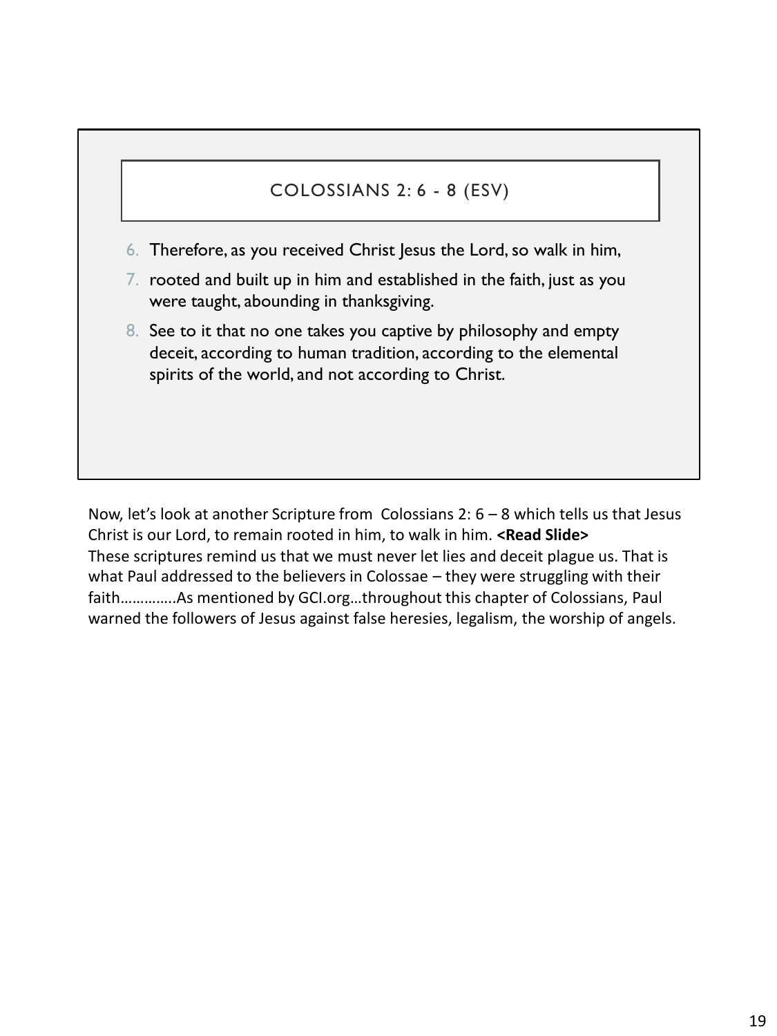## COLOSSIANS 2: 6 - 8 (ESV)

6. Therefore, as you received Christ Jesus the Lord, so walk in him,
7. rooted and built up in him and established in the faith, just as you were taught, abounding in thanksgiving.
8. See to it that no one takes you captive by philosophy and empty deceit, according to human tradition, according to the elemental spirits of the world, and not according to Christ.

Now, let's look at another Scripture from Colossians 2: 6 – 8 which tells us that Jesus Christ is our Lord, to remain rooted in him, to walk in him. **<Read Slide>**
These scriptures remind us that we must never let lies and deceit plague us. That is what Paul addressed to the believers in Colossae – they were struggling with their faith………….As mentioned by GCI.org…throughout this chapter of Colossians, Paul warned the followers of Jesus against false heresies, legalism, the worship of angels.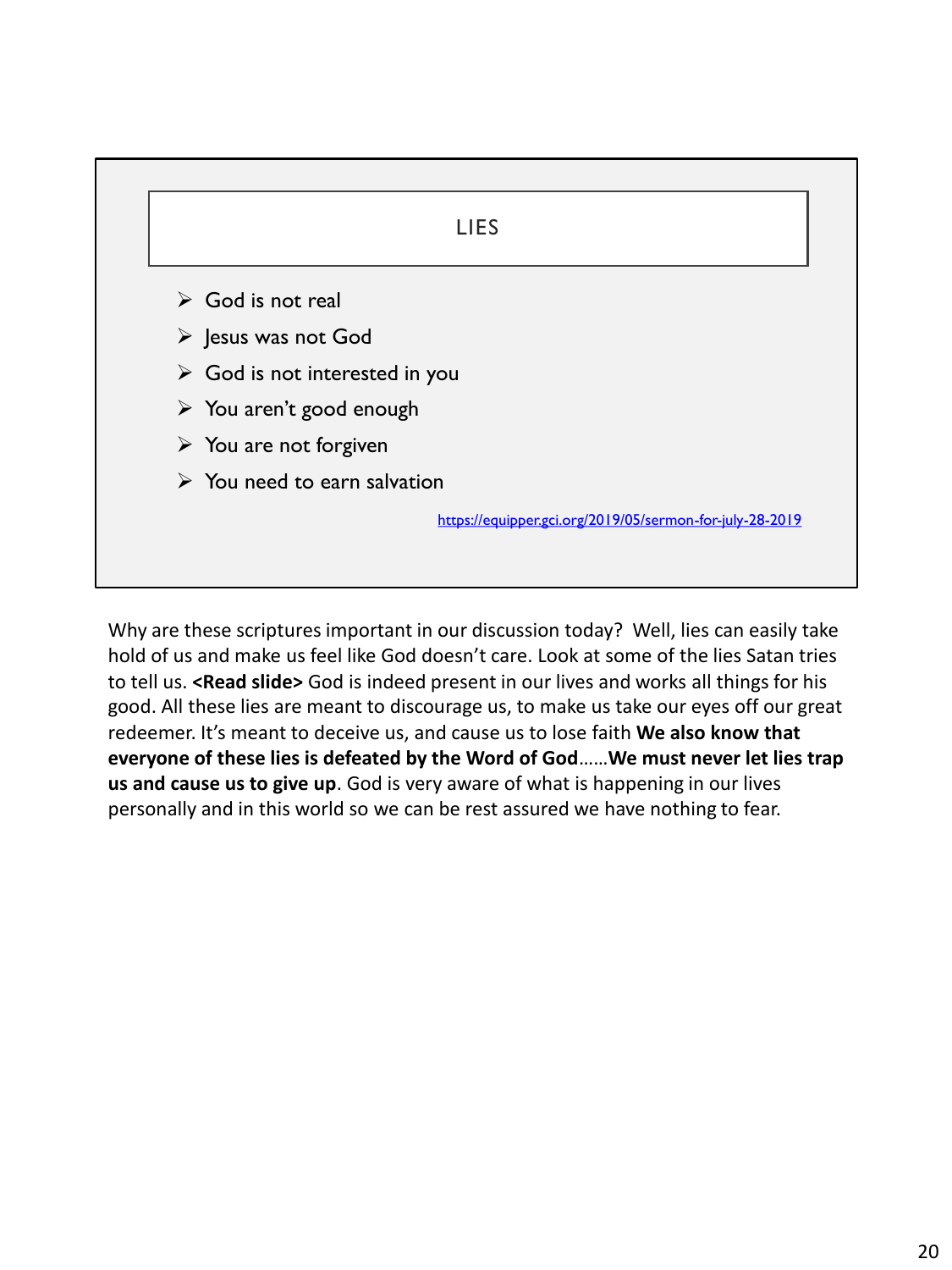## LIES

- God is not real
- Jesus was not God
- God is not interested in you
- You aren't good enough
- You are not forgiven
- You need to earn salvation

https://equipper.gci.org/2019/05/sermon-for-july-28-2019

Why are these scriptures important in our discussion today? Well, lies can easily take hold of us and make us feel like God doesn't care. Look at some of the lies Satan tries to tell us. **<Read slide>** God is indeed present in our lives and works all things for his good. All these lies are meant to discourage us, to make us take our eyes off our great redeemer. It's meant to deceive us, and cause us to lose faith **We also know that everyone of these lies is defeated by the Word of God**……**We must never let lies trap us and cause us to give up**. God is very aware of what is happening in our lives personally and in this world so we can be rest assured we have nothing to fear.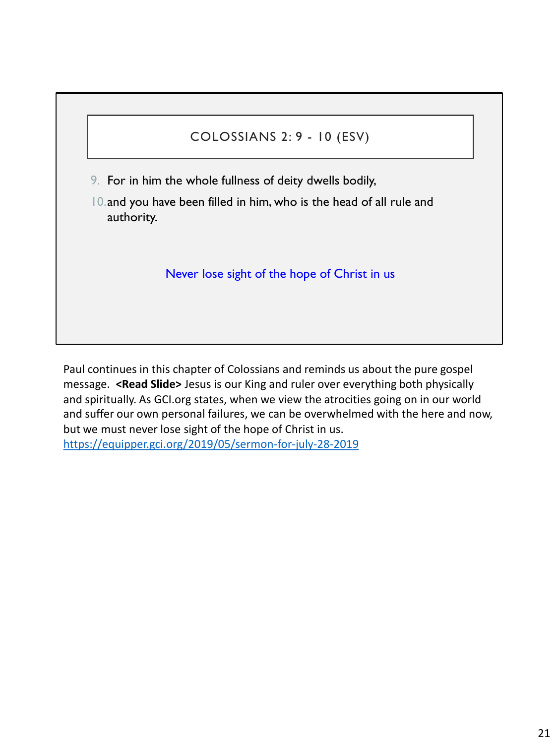## COLOSSIANS 2: 9 - 10 (ESV)

9. For in him the whole fullness of deity dwells bodily,
10. and you have been filled in him, who is the head of all rule and authority.

Never lose sight of the hope of Christ in us

Paul continues in this chapter of Colossians and reminds us about the pure gospel message. **<Read Slide>** Jesus is our King and ruler over everything both physically and spiritually. As GCI.org states, when we view the atrocities going on in our world and suffer our own personal failures, we can be overwhelmed with the here and now, but we must never lose sight of the hope of Christ in us.
https://equipper.gci.org/2019/05/sermon-for-july-28-2019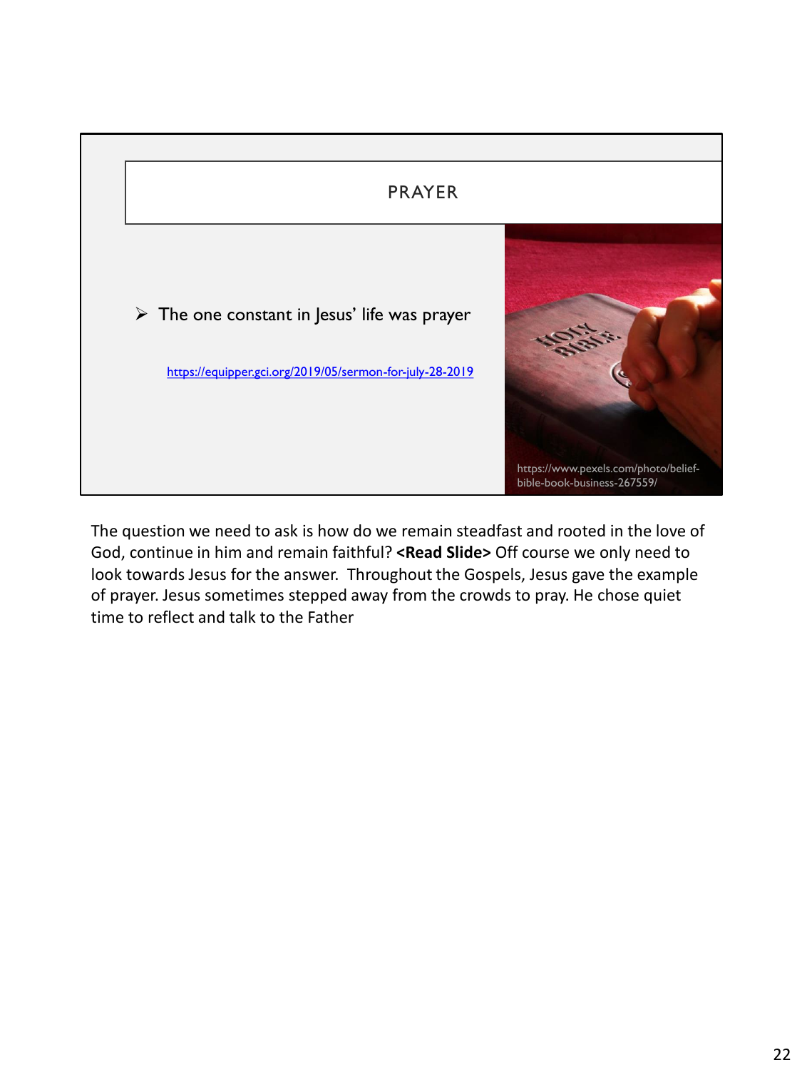## PRAYER

- The one constant in Jesus' life was prayer

https://equipper.gci.org/2019/05/sermon-for-july-28-2019

https://www.pexels.com/photo/belief-bible-book-business-267559/

The question we need to ask is how do we remain steadfast and rooted in the love of God, continue in him and remain faithful? **<Read Slide>** Off course we only need to look towards Jesus for the answer. Throughout the Gospels, Jesus gave the example of prayer. Jesus sometimes stepped away from the crowds to pray. He chose quiet time to reflect and talk to the Father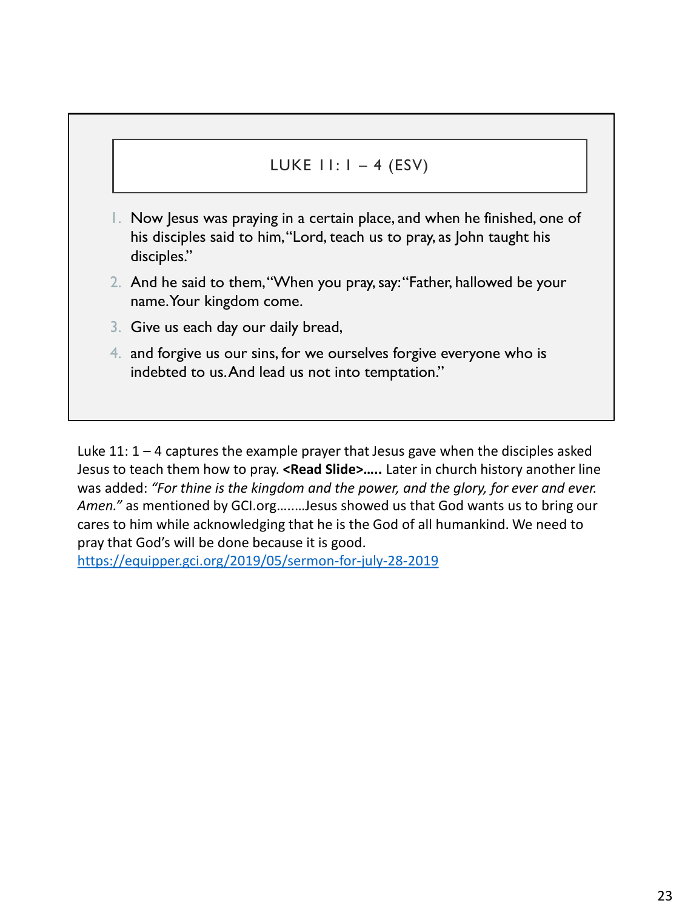## LUKE 11: 1 – 4 (ESV)

1. Now Jesus was praying in a certain place, and when he finished, one of his disciples said to him, "Lord, teach us to pray, as John taught his disciples."
2. And he said to them, "When you pray, say: "Father, hallowed be your name. Your kingdom come.
3. Give us each day our daily bread,
4. and forgive us our sins, for we ourselves forgive everyone who is indebted to us. And lead us not into temptation."

Luke 11: 1 – 4 captures the example prayer that Jesus gave when the disciples asked Jesus to teach them how to pray. **<Read Slide>…..** Later in church history another line was added: *"For thine is the kingdom and the power, and the glory, for ever and ever. Amen."* as mentioned by GCI.org……..Jesus showed us that God wants us to bring our cares to him while acknowledging that he is the God of all humankind. We need to pray that God's will be done because it is good.
https://equipper.gci.org/2019/05/sermon-for-july-28-2019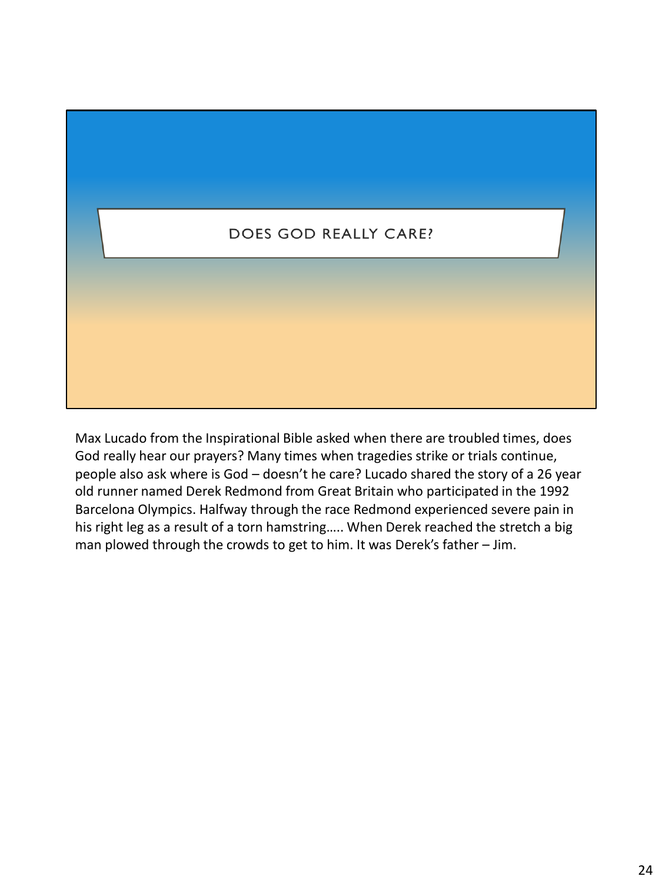## DOES GOD REALLY CARE?

Max Lucado from the Inspirational Bible asked when there are troubled times, does God really hear our prayers? Many times when tragedies strike or trials continue, people also ask where is God – doesn't he care? Lucado shared the story of a 26 year old runner named Derek Redmond from Great Britain who participated in the 1992 Barcelona Olympics. Halfway through the race Redmond experienced severe pain in his right leg as a result of a torn hamstring….. When Derek reached the stretch a big man plowed through the crowds to get to him. It was Derek's father – Jim.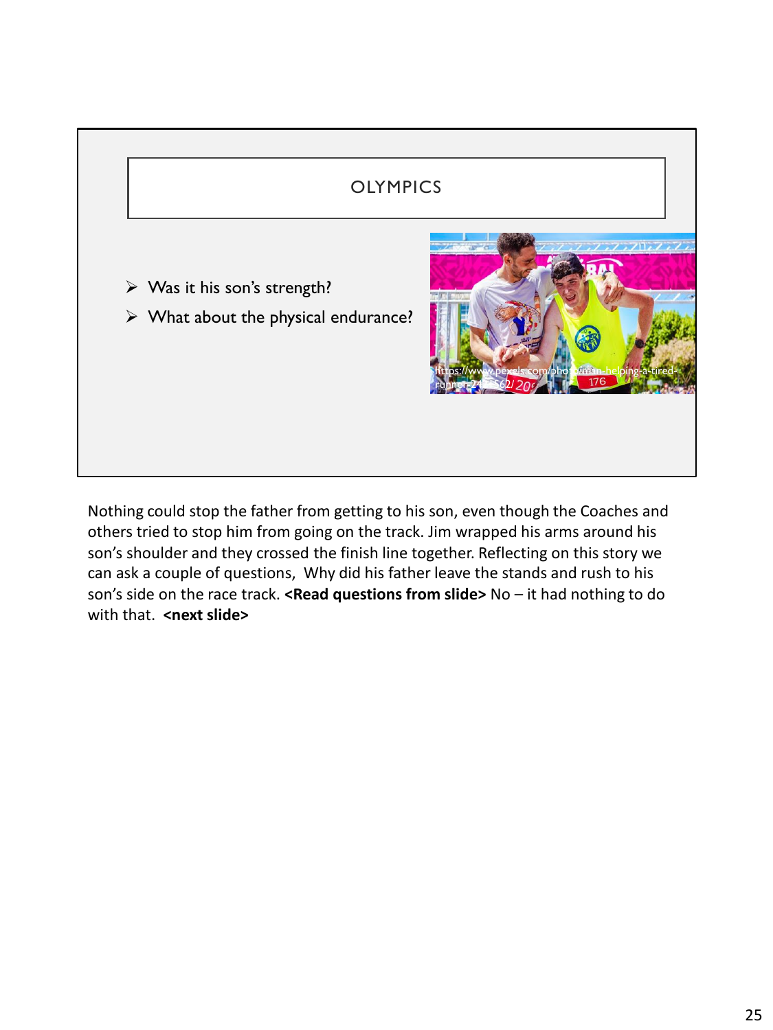# OLYMPICS

- Was it his son's strength?
- What about the physical endurance?

https://www.pexels.com/photo/man-helping-a-tired-runner-24...562/

Nothing could stop the father from getting to his son, even though the Coaches and others tried to stop him from going on the track. Jim wrapped his arms around his son's shoulder and they crossed the finish line together. Reflecting on this story we can ask a couple of questions, Why did his father leave the stands and rush to his son's side on the race track. **<Read questions from slide>** No – it had nothing to do with that. **<next slide>**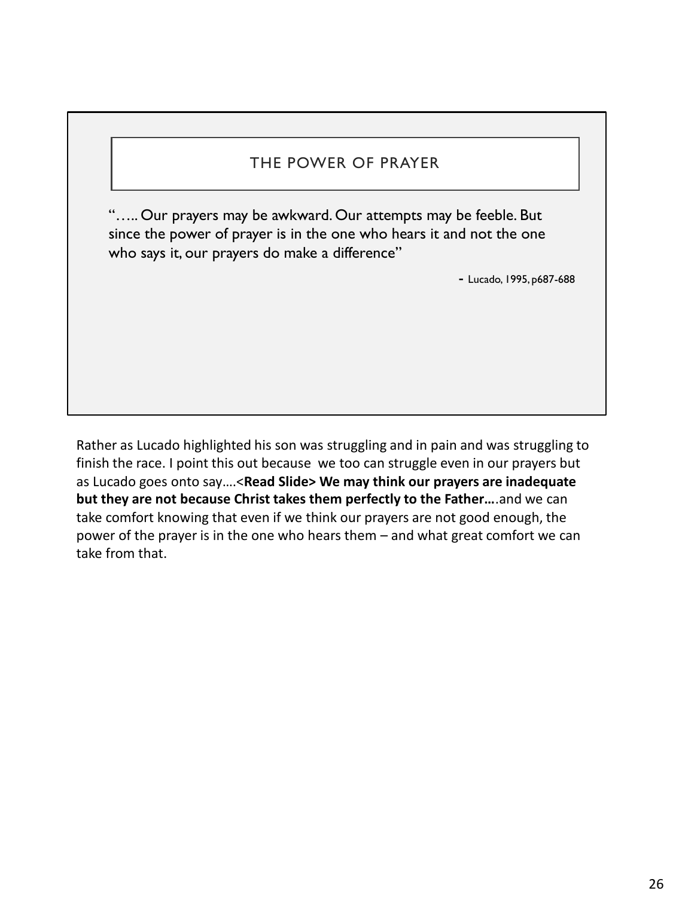## THE POWER OF PRAYER

"….. Our prayers may be awkward. Our attempts may be feeble. But since the power of prayer is in the one who hears it and not the one who says it, our prayers do make a difference"

- Lucado, 1995, p687-688

Rather as Lucado highlighted his son was struggling and in pain and was struggling to finish the race. I point this out because we too can struggle even in our prayers but as Lucado goes onto say….<**Read Slide> We may think our prayers are inadequate but they are not because Christ takes them perfectly to the Father…**.and we can take comfort knowing that even if we think our prayers are not good enough, the power of the prayer is in the one who hears them – and what great comfort we can take from that.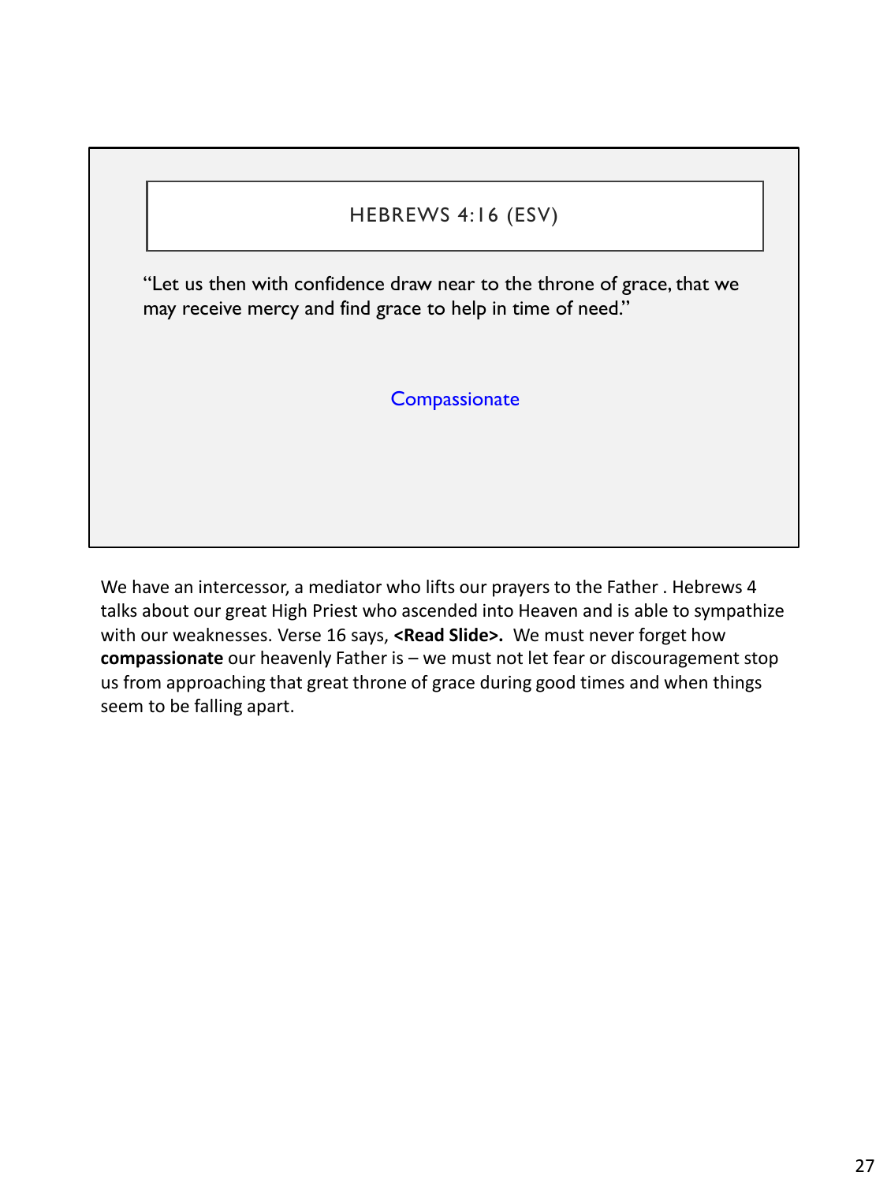## HEBREWS 4:16 (ESV)

"Let us then with confidence draw near to the throne of grace, that we may receive mercy and find grace to help in time of need."

Compassionate

We have an intercessor, a mediator who lifts our prayers to the Father . Hebrews 4 talks about our great High Priest who ascended into Heaven and is able to sympathize with our weaknesses. Verse 16 says, **<Read Slide>.** We must never forget how **compassionate** our heavenly Father is – we must not let fear or discouragement stop us from approaching that great throne of grace during good times and when things seem to be falling apart.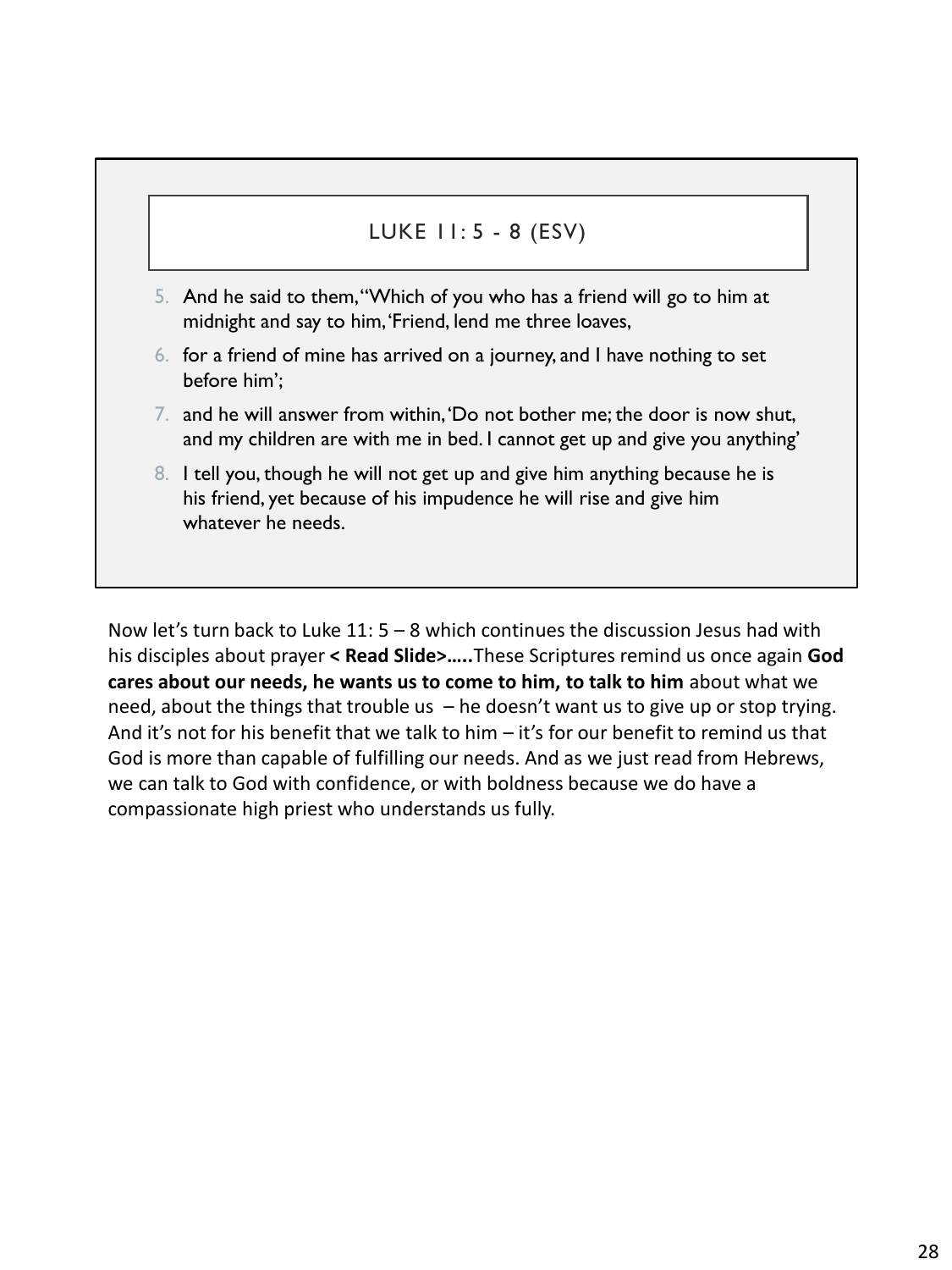## LUKE 11: 5 - 8 (ESV)

5. And he said to them, "Which of you who has a friend will go to him at midnight and say to him, 'Friend, lend me three loaves,
6. for a friend of mine has arrived on a journey, and I have nothing to set before him';
7. and he will answer from within, 'Do not bother me; the door is now shut, and my children are with me in bed. I cannot get up and give you anything'
8. I tell you, though he will not get up and give him anything because he is his friend, yet because of his impudence he will rise and give him whatever he needs.

Now let's turn back to Luke 11: 5 – 8 which continues the discussion Jesus had with his disciples about prayer **< Read Slide>…..**These Scriptures remind us once again **God cares about our needs, he wants us to come to him, to talk to him** about what we need, about the things that trouble us – he doesn't want us to give up or stop trying. And it's not for his benefit that we talk to him – it's for our benefit to remind us that God is more than capable of fulfilling our needs. And as we just read from Hebrews, we can talk to God with confidence, or with boldness because we do have a compassionate high priest who understands us fully.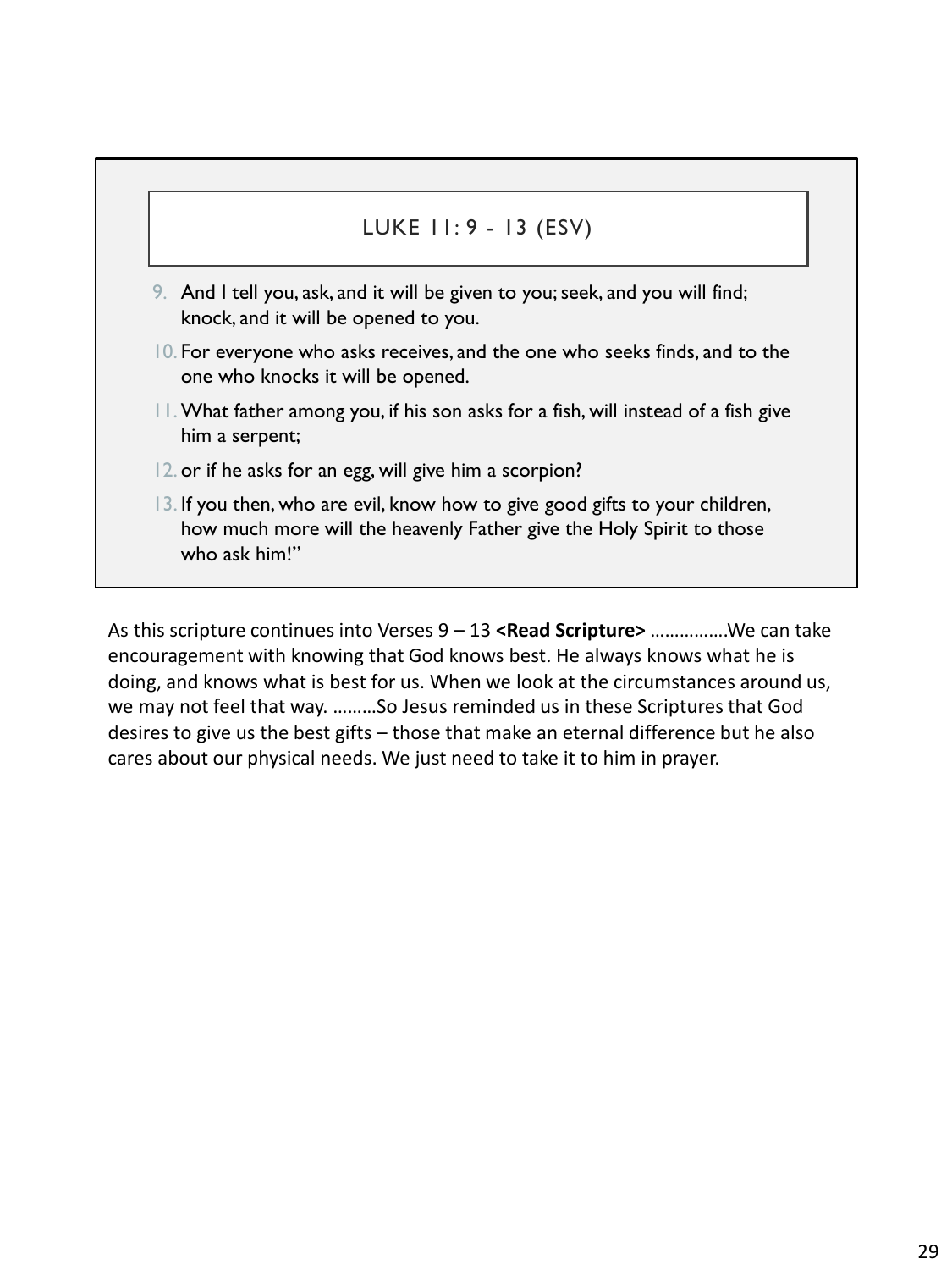## LUKE 11: 9 - 13 (ESV)

9. And I tell you, ask, and it will be given to you; seek, and you will find; knock, and it will be opened to you.
10. For everyone who asks receives, and the one who seeks finds, and to the one who knocks it will be opened.
11. What father among you, if his son asks for a fish, will instead of a fish give him a serpent;
12. or if he asks for an egg, will give him a scorpion?
13. If you then, who are evil, know how to give good gifts to your children, how much more will the heavenly Father give the Holy Spirit to those who ask him!"

As this scripture continues into Verses 9 – 13 **<Read Scripture>** …………….We can take encouragement with knowing that God knows best. He always knows what he is doing, and knows what is best for us. When we look at the circumstances around us, we may not feel that way. ………So Jesus reminded us in these Scriptures that God desires to give us the best gifts – those that make an eternal difference but he also cares about our physical needs. We just need to take it to him in prayer.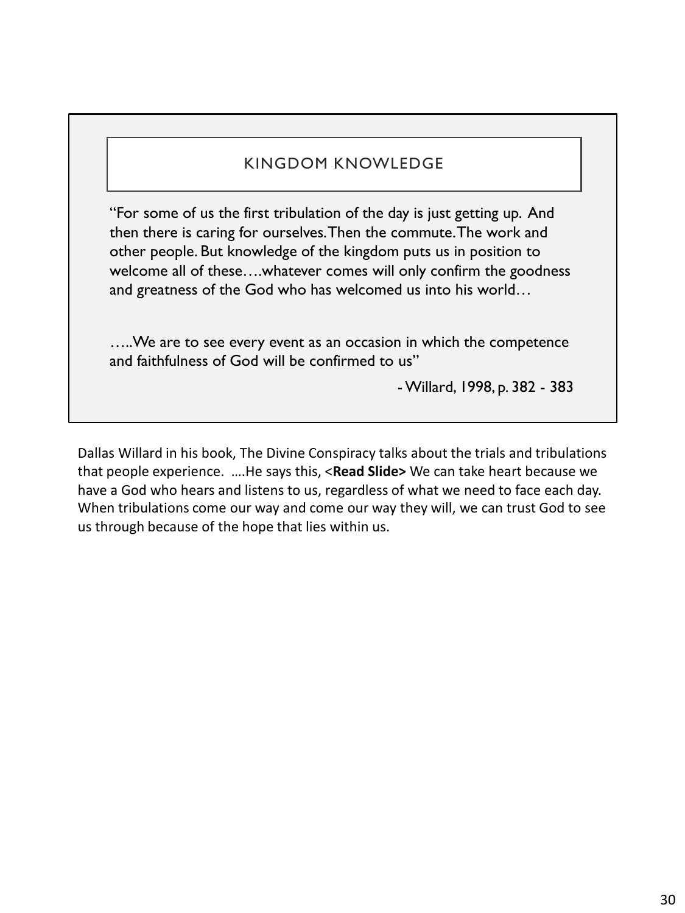## KINGDOM KNOWLEDGE

"For some of us the first tribulation of the day is just getting up. And then there is caring for ourselves. Then the commute. The work and other people. But knowledge of the kingdom puts us in position to welcome all of these….whatever comes will only confirm the goodness and greatness of the God who has welcomed us into his world…

…..We are to see every event as an occasion in which the competence and faithfulness of God will be confirmed to us"

- Willard, 1998, p. 382 - 383

Dallas Willard in his book, The Divine Conspiracy talks about the trials and tribulations that people experience. ….He says this, <**Read Slide>** We can take heart because we have a God who hears and listens to us, regardless of what we need to face each day. When tribulations come our way and come our way they will, we can trust God to see us through because of the hope that lies within us.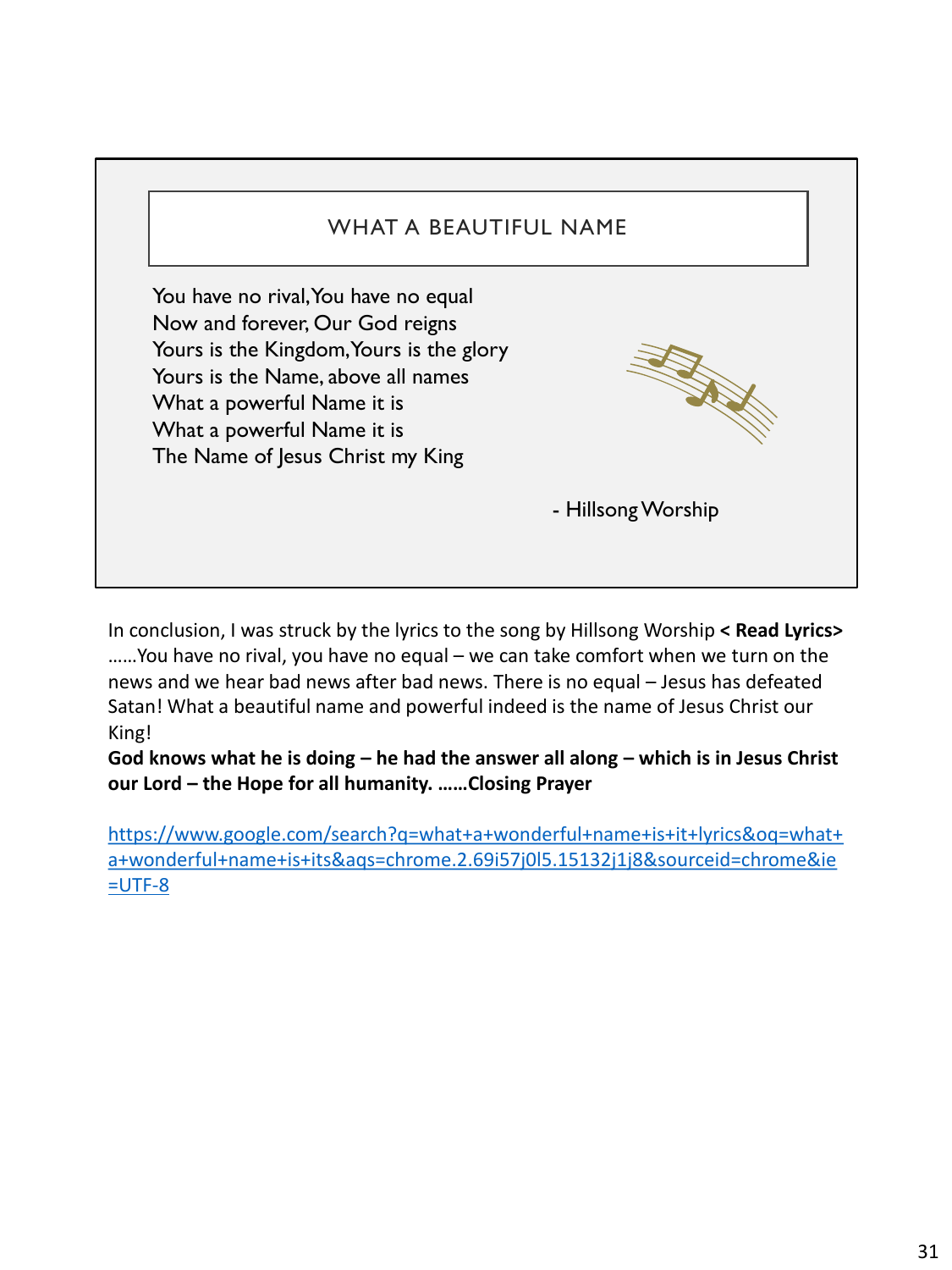## WHAT A BEAUTIFUL NAME

You have no rival, You have no equal
Now and forever, Our God reigns
Yours is the Kingdom, Yours is the glory
Yours is the Name, above all names
What a powerful Name it is
What a powerful Name it is
The Name of Jesus Christ my King

- Hillsong Worship

In conclusion, I was struck by the lyrics to the song by Hillsong Worship **< Read Lyrics>** ……You have no rival, you have no equal – we can take comfort when we turn on the news and we hear bad news after bad news. There is no equal – Jesus has defeated Satan! What a beautiful name and powerful indeed is the name of Jesus Christ our King!

**God knows what he is doing – he had the answer all along – which is in Jesus Christ our Lord – the Hope for all humanity. ……Closing Prayer**

https://www.google.com/search?q=what+a+wonderful+name+is+it+lyrics&oq=what+a+wonderful+name+is+its&aqs=chrome.2.69i57j0l5.15132j1j8&sourceid=chrome&ie=UTF-8